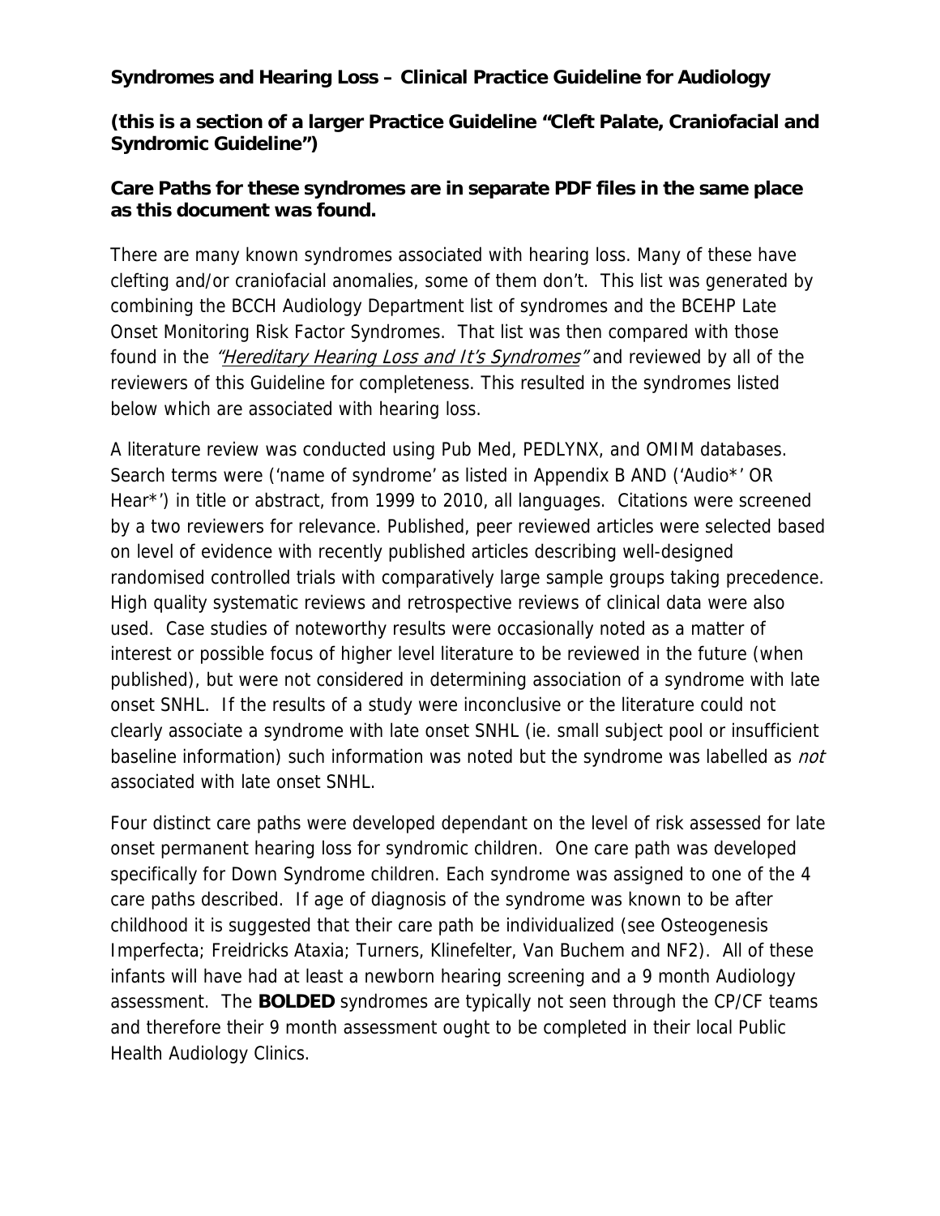**Syndromes and Hearing Loss – Clinical Practice Guideline for Audiology**

**(this is a section of a larger Practice Guideline "Cleft Palate, Craniofacial and Syndromic Guideline")**

**Care Paths for these syndromes are in separate PDF files in the same place as this document was found.**

There are many known syndromes associated with hearing loss. Many of these have clefting and/or craniofacial anomalies, some of them don't. This list was generated by combining the BCCH Audiology Department list of syndromes and the BCEHP Late Onset Monitoring Risk Factor Syndromes. That list was then compared with those found in the *"Hereditary Hearing Loss and It's Syndromes"* and reviewed by all of the reviewers of this Guideline for completeness. This resulted in the syndromes listed below which are associated with hearing loss.

A literature review was conducted using Pub Med, PEDLYNX, and OMIM databases. Search terms were ('name of syndrome' as listed in Appendix B AND ('Audio*' OR Hear*') in title or abstract, from 1999 to 2010, all languages. Citations were screened by a two reviewers for relevance. Published, peer reviewed articles were selected based on level of evidence with recently published articles describing well-designed randomised controlled trials with comparatively large sample groups taking precedence. High quality systematic reviews and retrospective reviews of clinical data were also used. Case studies of noteworthy results were occasionally noted as a matter of interest or possible focus of higher level literature to be reviewed in the future (when published), but were not considered in determining association of a syndrome with late onset SNHL. If the results of a study were inconclusive or the literature could not clearly associate a syndrome with late onset SNHL (ie. small subject pool or insufficient baseline information) such information was noted but the syndrome was labelled as *not* associated with late onset SNHL.

Four distinct care paths were developed dependant on the level of risk assessed for late onset permanent hearing loss for syndromic children. One care path was developed specifically for Down Syndrome children. Each syndrome was assigned to one of the 4 care paths described. If age of diagnosis of the syndrome was known to be after childhood it is suggested that their care path be individualized (see Osteogenesis Imperfecta; Freidricks Ataxia; Turners, Klinefelter, Van Buchem and NF2). All of these infants will have had at least a newborn hearing screening and a 9 month Audiology assessment. The **BOLDED** syndromes are typically not seen through the CP/CF teams and therefore their 9 month assessment ought to be completed in their local Public Health Audiology Clinics.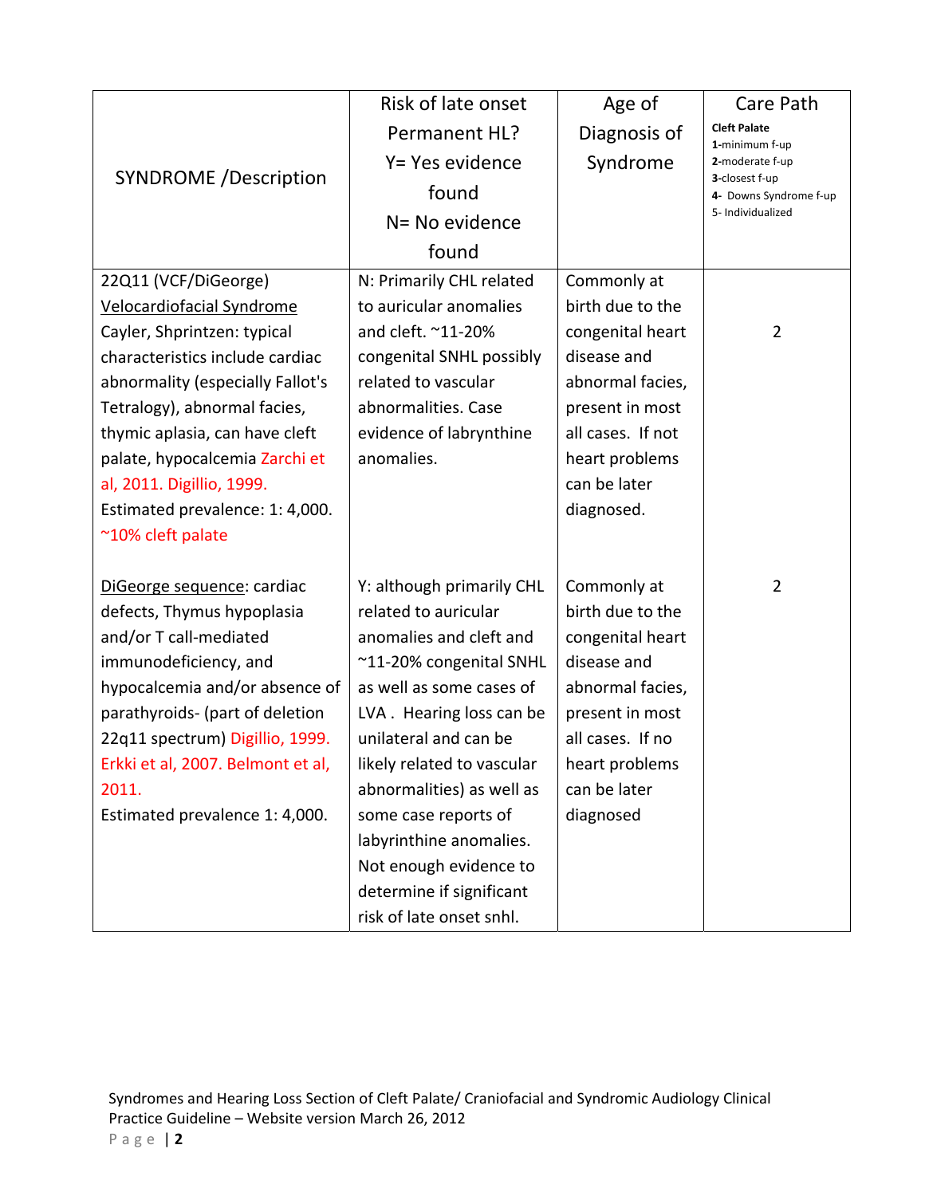| SYNDROME /Description | Risk of late onset Permanent HL? Y= Yes evidence found N= No evidence found | Age of Diagnosis of Syndrome | Care Path<br>**Cleft Palate**<br>**1**-minimum f-up<br>**2**-moderate f-up<br>**3**-closest f-up<br>**4**- Downs Syndrome f-up<br>5- Individualized |
|---|---|---|---|
| 22Q11 (VCF/DiGeorge) Velocardiofacial Syndrome Cayler, Shprintzen: typical characteristics include cardiac abnormality (especially Fallot's Tetralogy), abnormal facies, thymic aplasia, can have cleft palate, hypocalcemia Zarchi et al, 2011. Digillio, 1999. Estimated prevalence: 1: 4,000. ~10% cleft palate | N: Primarily CHL related to auricular anomalies and cleft. ~11-20% congenital SNHL possibly related to vascular abnormalities. Case evidence of labrynthine anomalies. | Commonly at birth due to the congenital heart disease and abnormal facies, present in most all cases. If not heart problems can be later diagnosed. | 2 |
| DiGeorge sequence: cardiac defects, Thymus hypoplasia and/or T call-mediated immunodeficiency, and hypocalcemia and/or absence of parathyroids- (part of deletion 22q11 spectrum) Digillio, 1999. Erkki et al, 2007. Belmont et al, 2011. Estimated prevalence 1: 4,000. | Y: although primarily CHL related to auricular anomalies and cleft and ~11-20% congenital SNHL as well as some cases of LVA . Hearing loss can be unilateral and can be likely related to vascular abnormalities) as well as some case reports of labyrinthine anomalies. Not enough evidence to determine if significant risk of late onset snhl. | Commonly at birth due to the congenital heart disease and abnormal facies, present in most all cases. If no heart problems can be later diagnosed | 2 |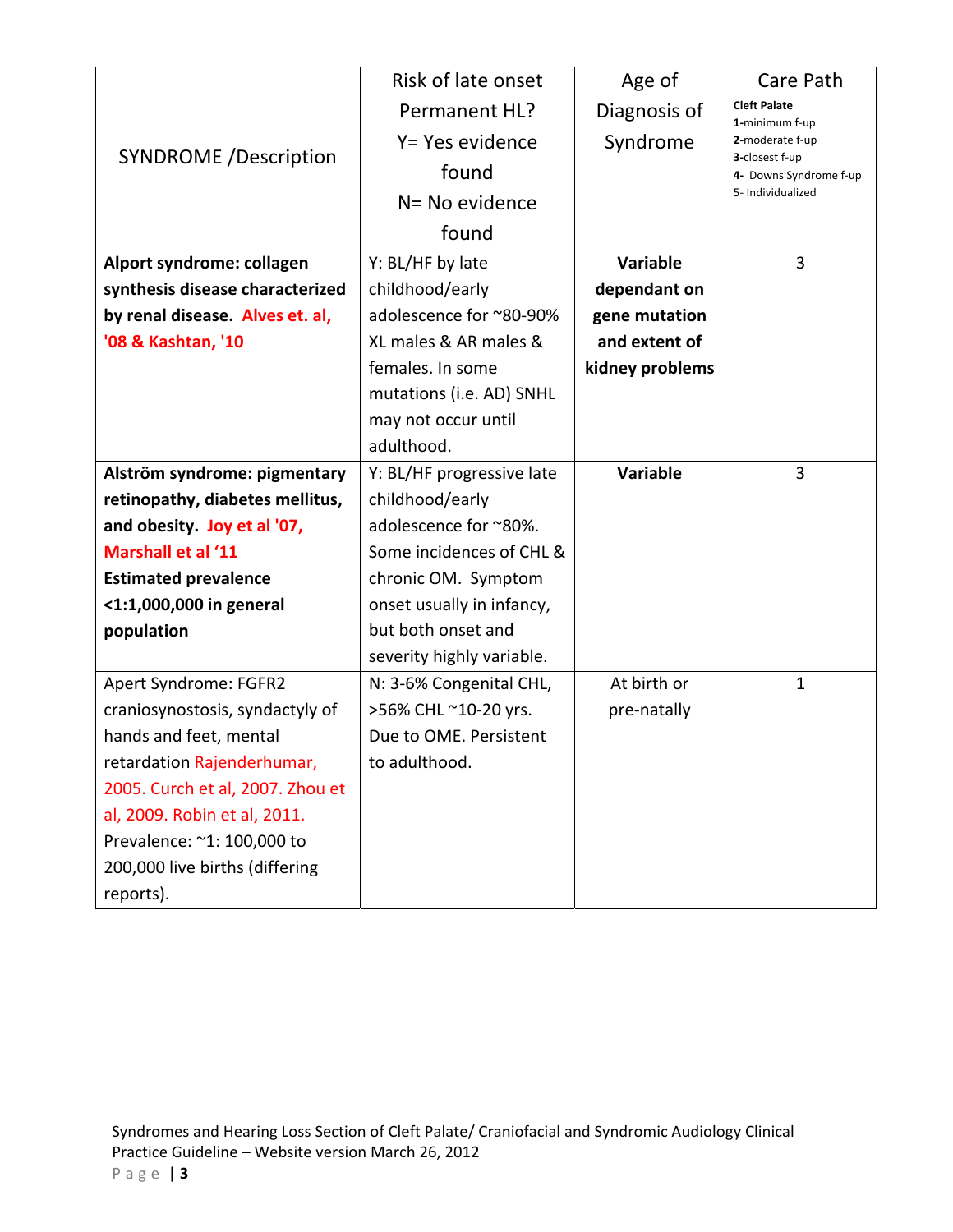| SYNDROME /Description | Risk of late onset Permanent HL? Y= Yes evidence found N= No evidence found | Age of Diagnosis of Syndrome | Care Path **Cleft Palate** **1**-minimum f-up **2**-moderate f-up **3**-closest f-up **4**- Downs Syndrome f-up 5- Individualized |
|---|---|---|---|
| **Alport syndrome: collagen synthesis disease characterized by renal disease. Alves et. al, '08 & Kashtan, '10** | Y: BL/HF by late childhood/early adolescence for ~80-90% XL males & AR males & females. In some mutations (i.e. AD) SNHL may not occur until adulthood. | **Variable dependant on gene mutation and extent of kidney problems** | 3 |
| **Alström syndrome: pigmentary retinopathy, diabetes mellitus, and obesity. Joy et al '07, Marshall et al '11 Estimated prevalence <1:1,000,000 in general population** | Y: BL/HF progressive late childhood/early adolescence for ~80%. Some incidences of CHL & chronic OM. Symptom onset usually in infancy, but both onset and severity highly variable. | **Variable** | 3 |
| Apert Syndrome: FGFR2 craniosynostosis, syndactyly of hands and feet, mental retardation Rajenderhumar, 2005. Curch et al, 2007. Zhou et al, 2009. Robin et al, 2011. Prevalence: ~1: 100,000 to 200,000 live births (differing reports). | N: 3-6% Congenital CHL, >56% CHL ~10-20 yrs. Due to OME. Persistent to adulthood. | At birth or pre-natally | 1 |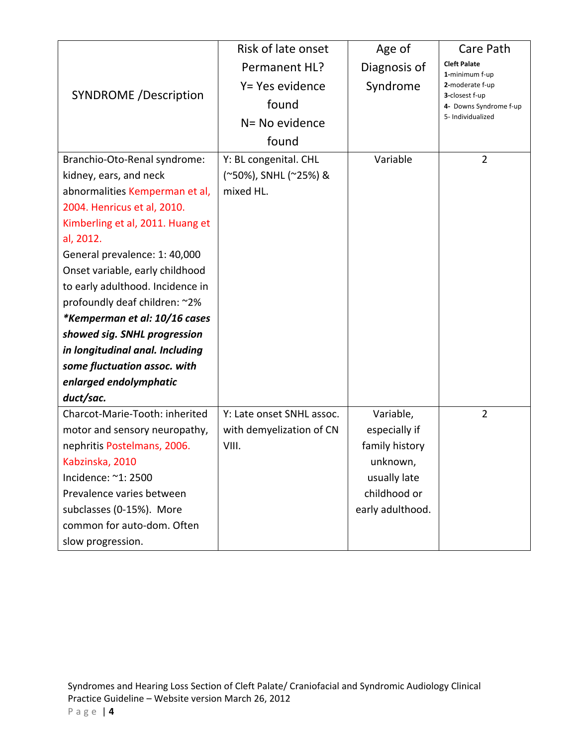| SYNDROME /Description | Risk of late onset Permanent HL? Y= Yes evidence found N= No evidence found | Age of Diagnosis of Syndrome | Care Path **Cleft Palate** **1**-minimum f-up **2**-moderate f-up **3**-closest f-up **4**- Downs Syndrome f-up 5- Individualized |
|---|---|---|---|
| Branchio-Oto-Renal syndrome: kidney, ears, and neck abnormalities Kemperman et al, 2004. Henricus et al, 2010. Kimberling et al, 2011. Huang et al, 2012. General prevalence: 1: 40,000 Onset variable, early childhood to early adulthood. Incidence in profoundly deaf children: ~2% ***Kemperman et al: 10/16 cases showed sig. SNHL progression in longitudinal anal. Including some fluctuation assoc. with enlarged endolymphatic duct/sac.*** | Y: BL congenital. CHL (~50%), SNHL (~25%) & mixed HL. | Variable | 2 |
| Charcot-Marie-Tooth: inherited motor and sensory neuropathy, nephritis Postelmans, 2006. Kabzinska, 2010 Incidence: ~1: 2500 Prevalence varies between subclasses (0-15%). More common for auto-dom. Often slow progression. | Y: Late onset SNHL assoc. with demyelization of CN VIII. | Variable, especially if family history unknown, usually late childhood or early adulthood. | 2 |

Syndromes and Hearing Loss Section of Cleft Palate/ Craniofacial and Syndromic Audiology Clinical Practice Guideline – Website version March 26, 2012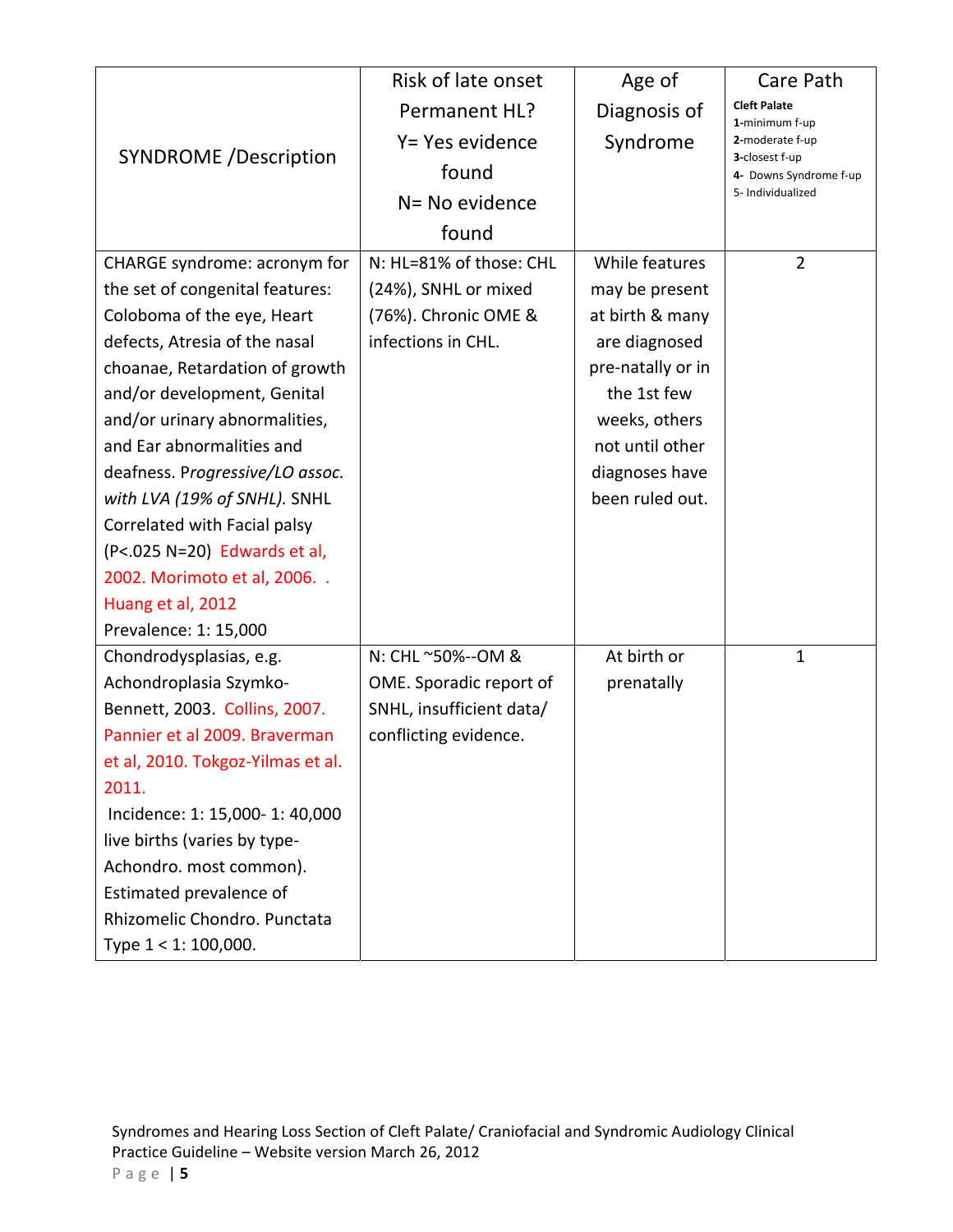| SYNDROME /Description | Risk of late onset Permanent HL? Y= Yes evidence found N= No evidence found | Age of Diagnosis of Syndrome | Care Path **Cleft Palate** **1**-minimum f-up **2**-moderate f-up **3**-closest f-up **4**- Downs Syndrome f-up 5- Individualized |
|---|---|---|---|
| CHARGE syndrome: acronym for the set of congenital features: Coloboma of the eye, Heart defects, Atresia of the nasal choanae, Retardation of growth and/or development, Genital and/or urinary abnormalities, and Ear abnormalities and deafness. P*rogressive/LO assoc. with LVA (19% of SNHL).* SNHL Correlated with Facial palsy (P<.025 N=20) Edwards et al, 2002. Morimoto et al, 2006. . Huang et al, 2012 Prevalence: 1: 15,000 | N: HL=81% of those: CHL (24%), SNHL or mixed (76%). Chronic OME & infections in CHL. | While features may be present at birth & many are diagnosed pre-natally or in the 1st few weeks, others not until other diagnoses have been ruled out. | 2 |
| Chondrodysplasias, e.g. Achondroplasia Szymko-Bennett, 2003. Collins, 2007. Pannier et al 2009. Braverman et al, 2010. Tokgoz-Yilmas et al. 2011. Incidence: 1: 15,000- 1: 40,000 live births (varies by type- Achondro. most common). Estimated prevalence of Rhizomelic Chondro. Punctata Type 1 < 1: 100,000. | N: CHL ~50%--OM & OME. Sporadic report of SNHL, insufficient data/ conflicting evidence. | At birth or prenatally | 1 |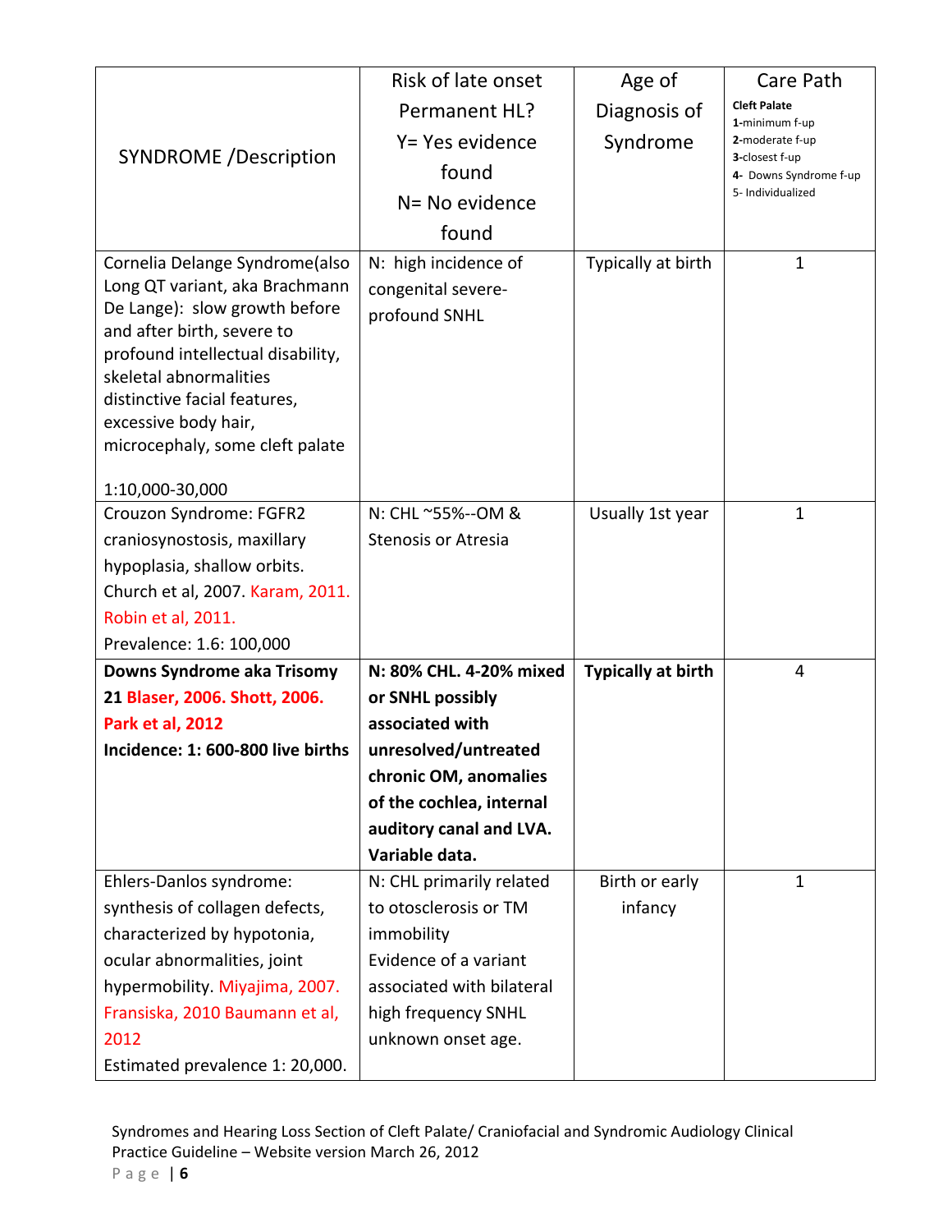| SYNDROME /Description | Risk of late onset Permanent HL? Y= Yes evidence found N= No evidence found | Age of Diagnosis of Syndrome | Care Path **Cleft Palate** **1**-minimum f-up **2**-moderate f-up **3**-closest f-up **4**- Downs Syndrome f-up 5- Individualized |
|---|---|---|---|
| Cornelia Delange Syndrome(also Long QT variant, aka Brachmann De Lange): slow growth before and after birth, severe to profound intellectual disability, skeletal abnormalities distinctive facial features, excessive body hair, microcephaly, some cleft palate<br><br>1:10,000-30,000 | N: high incidence of congenital severe-profound SNHL | Typically at birth | 1 |
| Crouzon Syndrome: FGFR2 craniosynostosis, maxillary hypoplasia, shallow orbits. Church et al, 2007. Karam, 2011. Robin et al, 2011.<br>Prevalence: 1.6: 100,000 | N: CHL ~55%--OM & Stenosis or Atresia | Usually 1st year | 1 |
| **Downs Syndrome aka Trisomy 21 Blaser, 2006. Shott, 2006. Park et al, 2012**<br>**Incidence: 1: 600-800 live births** | **N: 80% CHL. 4-20% mixed or SNHL possibly associated with unresolved/untreated chronic OM, anomalies of the cochlea, internal auditory canal and LVA. Variable data.** | **Typically at birth** | 4 |
| Ehlers-Danlos syndrome: synthesis of collagen defects, characterized by hypotonia, ocular abnormalities, joint hypermobility. Miyajima, 2007. Fransiska, 2010 Baumann et al, 2012<br>Estimated prevalence 1: 20,000. | N: CHL primarily related to otosclerosis or TM immobility<br>Evidence of a variant associated with bilateral high frequency SNHL unknown onset age. | Birth or early infancy | 1 |

Syndromes and Hearing Loss Section of Cleft Palate/ Craniofacial and Syndromic Audiology Clinical Practice Guideline – Website version March 26, 2012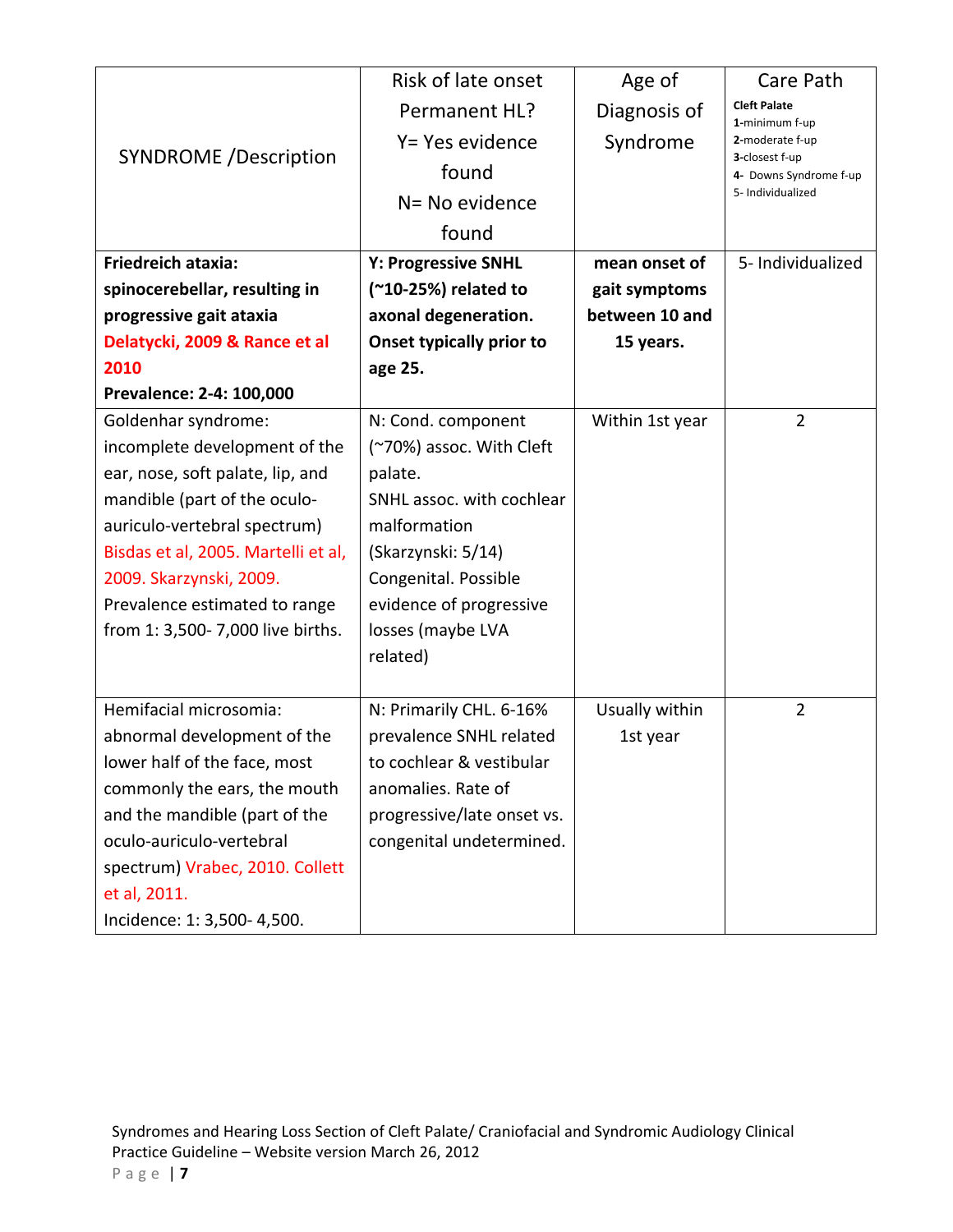| SYNDROME /Description | Risk of late onset Permanent HL? Y= Yes evidence found N= No evidence found | Age of Diagnosis of Syndrome | Care Path **Cleft Palate** **1**-minimum f-up **2**-moderate f-up **3**-closest f-up **4**- Downs Syndrome f-up 5- Individualized |
|---|---|---|---|
| **Friedreich ataxia: spinocerebellar, resulting in progressive gait ataxia** **Delatycki, 2009 & Rance et al 2010** **Prevalence: 2-4: 100,000** | **Y: Progressive SNHL (~10-25%) related to axonal degeneration. Onset typically prior to age 25.** | **mean onset of gait symptoms between 10 and 15 years.** | 5- Individualized |
| Goldenhar syndrome: incomplete development of the ear, nose, soft palate, lip, and mandible (part of the oculo-auriculo-vertebral spectrum) Bisdas et al, 2005. Martelli et al, 2009. Skarzynski, 2009. Prevalence estimated to range from 1: 3,500- 7,000 live births. | N: Cond. component (~70%) assoc. With Cleft palate. SNHL assoc. with cochlear malformation (Skarzynski: 5/14) Congenital. Possible evidence of progressive losses (maybe LVA related) | Within 1st year | 2 |
| Hemifacial microsomia: abnormal development of the lower half of the face, most commonly the ears, the mouth and the mandible (part of the oculo-auriculo-vertebral spectrum) Vrabec, 2010. Collett et al, 2011. Incidence: 1: 3,500- 4,500. | N: Primarily CHL. 6-16% prevalence SNHL related to cochlear & vestibular anomalies. Rate of progressive/late onset vs. congenital undetermined. | Usually within 1st year | 2 |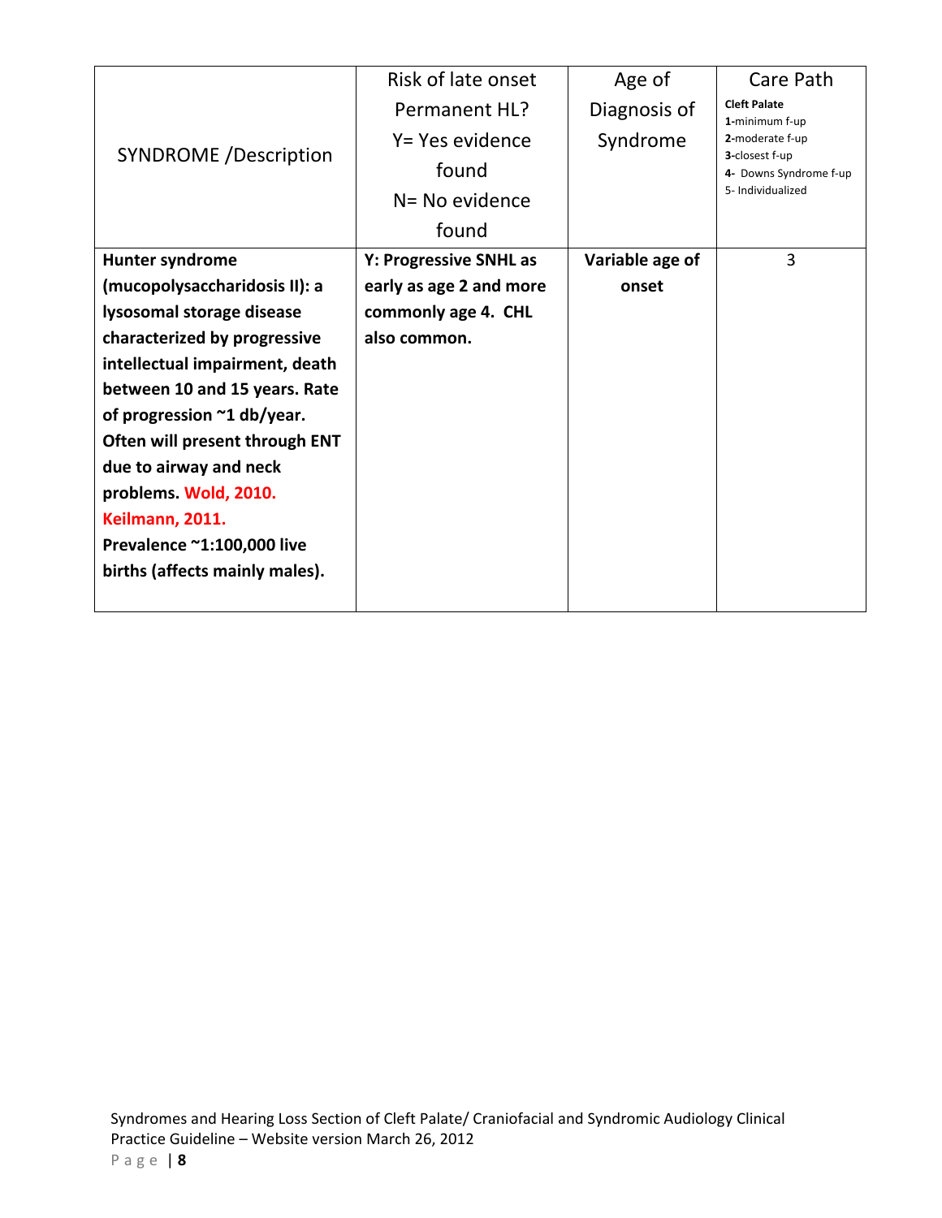| SYNDROME /Description | Risk of late onset Permanent HL? Y= Yes evidence found N= No evidence found | Age of Diagnosis of Syndrome | Care Path **Cleft Palate** **1**-minimum f-up **2**-moderate f-up **3**-closest f-up **4**- Downs Syndrome f-up 5- Individualized |
|---|---|---|---|
| **Hunter syndrome (mucopolysaccharidosis II): a lysosomal storage disease characterized by progressive intellectual impairment, death between 10 and 15 years. Rate of progression ~1 db/year. Often will present through ENT due to airway and neck problems. Wold, 2010. Keilmann, 2011. Prevalence ~1:100,000 live births (affects mainly males).** | **Y: Progressive SNHL as early as age 2 and more commonly age 4. CHL also common.** | **Variable age of onset** | 3 |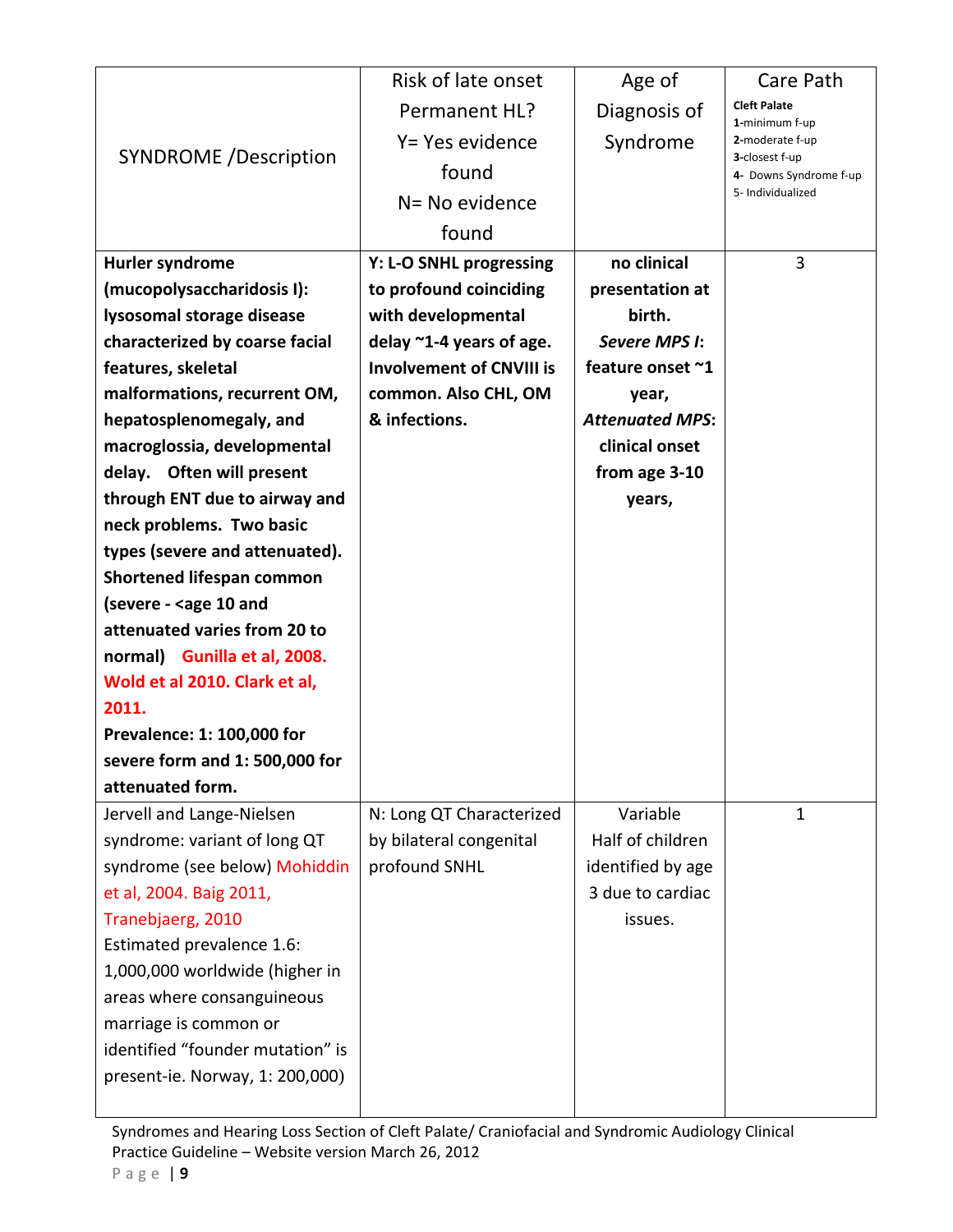| SYNDROME /Description | Risk of late onset Permanent HL? Y= Yes evidence found N= No evidence found | Age of Diagnosis of Syndrome | Care Path **Cleft Palate** **1**-minimum f-up **2**-moderate f-up **3**-closest f-up **4**- Downs Syndrome f-up 5- Individualized |
|---|---|---|---|
| **Hurler syndrome (mucopolysaccharidosis I): lysosomal storage disease characterized by coarse facial features, skeletal malformations, recurrent OM, hepatosplenomegaly, and macroglossia, developmental delay. Often will present through ENT due to airway and neck problems. Two basic types (severe and attenuated). Shortened lifespan common (severe - <age 10 and attenuated varies from 20 to normal) Gunilla et al, 2008. Wold et al 2010. Clark et al, 2011.** **Prevalence: 1: 100,000 for severe form and 1: 500,000 for attenuated form.** | **Y: L-O SNHL progressing to profound coinciding with developmental delay ~1-4 years of age. Involvement of CNVIII is common. Also CHL, OM & infections.** | **no clinical presentation at birth.** ***Severe MPS I*: feature onset ~1 year,** ***Attenuated MPS*: clinical onset from age 3-10 years,** | 3 |
| Jervell and Lange-Nielsen syndrome: variant of long QT syndrome (see below) Mohiddin et al, 2004. Baig 2011, Tranebjaerg, 2010 Estimated prevalence 1.6: 1,000,000 worldwide (higher in areas where consanguineous marriage is common or identified "founder mutation" is present-ie. Norway, 1: 200,000) | N: Long QT Characterized by bilateral congenital profound SNHL | Variable Half of children identified by age 3 due to cardiac issues. | 1 |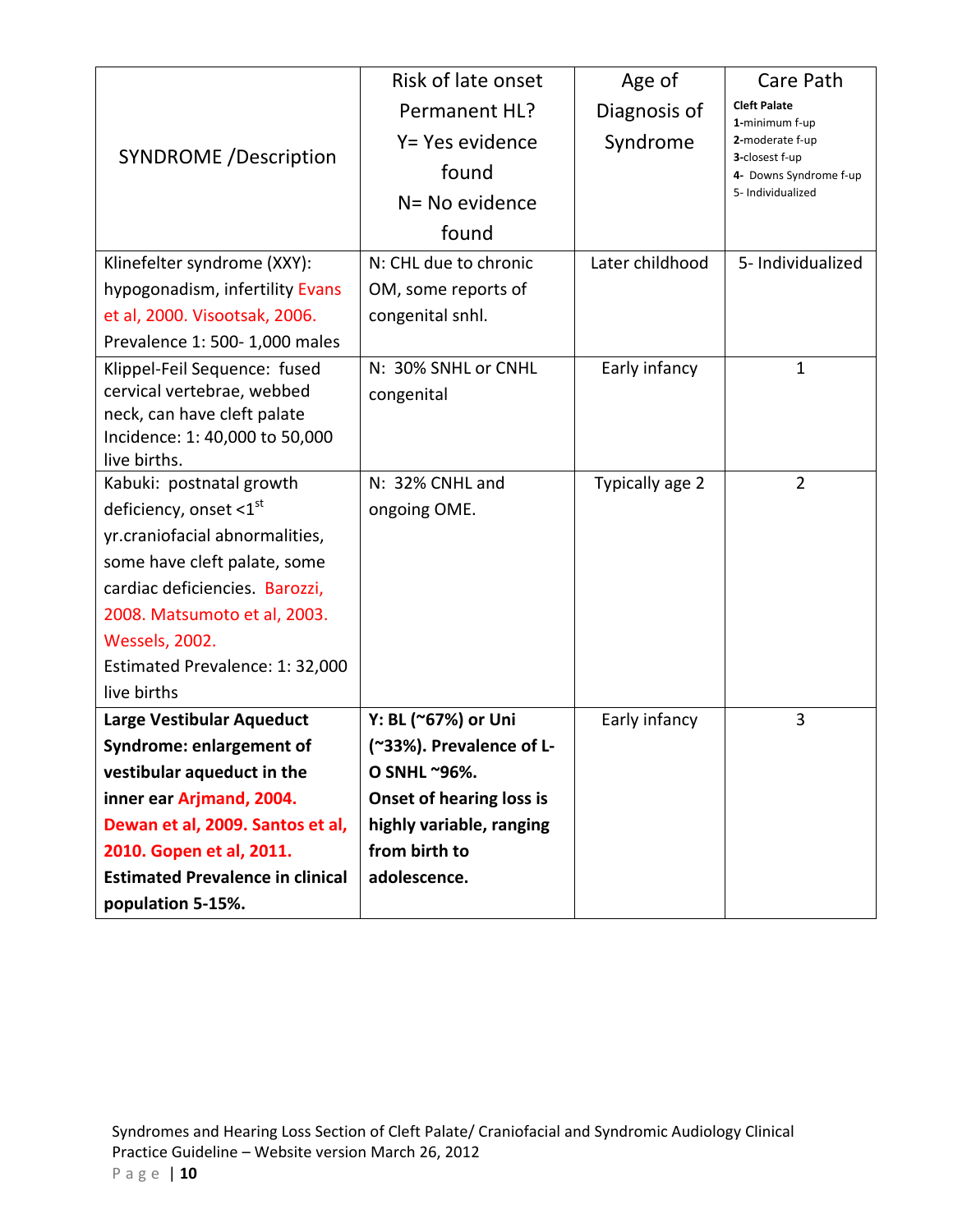| SYNDROME /Description | Risk of late onset Permanent HL? Y= Yes evidence found N= No evidence found | Age of Diagnosis of Syndrome | Care Path **Cleft Palate** **1**-minimum f-up **2**-moderate f-up **3**-closest f-up **4**- Downs Syndrome f-up 5- Individualized |
|---|---|---|---|
| Klinefelter syndrome (XXY): hypogonadism, infertility Evans et al, 2000. Visootsak, 2006. Prevalence 1: 500- 1,000 males | N: CHL due to chronic OM, some reports of congenital snhl. | Later childhood | 5- Individualized |
| Klippel-Feil Sequence: fused cervical vertebrae, webbed neck, can have cleft palate Incidence: 1: 40,000 to 50,000 live births. | N: 30% SNHL or CNHL congenital | Early infancy | 1 |
| Kabuki: postnatal growth deficiency, onset <1st yr.craniofacial abnormalities, some have cleft palate, some cardiac deficiencies. Barozzi, 2008. Matsumoto et al, 2003. Wessels, 2002. Estimated Prevalence: 1: 32,000 live births | N: 32% CNHL and ongoing OME. | Typically age 2 | 2 |
| **Large Vestibular Aqueduct Syndrome: enlargement of vestibular aqueduct in the inner ear Arjmand, 2004. Dewan et al, 2009. Santos et al, 2010. Gopen et al, 2011. Estimated Prevalence in clinical population 5-15%.** | **Y: BL (~67%) or Uni (~33%). Prevalence of L-O SNHL ~96%. Onset of hearing loss is highly variable, ranging from birth to adolescence.** | Early infancy | 3 |

Syndromes and Hearing Loss Section of Cleft Palate/ Craniofacial and Syndromic Audiology Clinical Practice Guideline – Website version March 26, 2012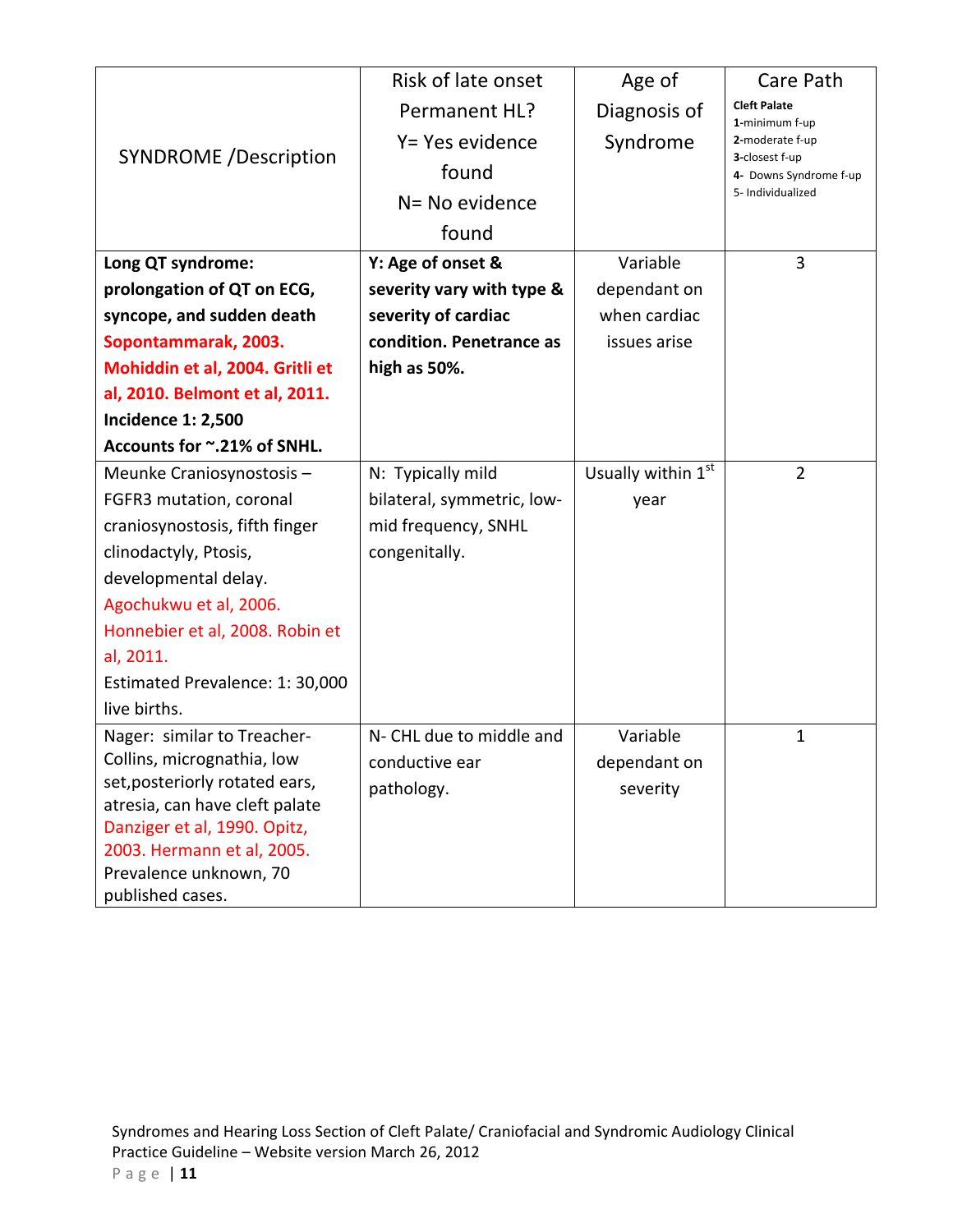| SYNDROME /Description | Risk of late onset Permanent HL? Y= Yes evidence found N= No evidence found | Age of Diagnosis of Syndrome | Care Path **Cleft Palate** **1**-minimum f-up **2**-moderate f-up **3**-closest f-up **4**- Downs Syndrome f-up 5- Individualized |
|---|---|---|---|
| **Long QT syndrome: prolongation of QT on ECG, syncope, and sudden death** **Sopontammarak, 2003. Mohiddin et al, 2004. Gritli et al, 2010. Belmont et al, 2011.** **Incidence 1: 2,500** **Accounts for ~.21% of SNHL.** | **Y: Age of onset & severity vary with type & severity of cardiac condition. Penetrance as high as 50%.** | Variable dependant on when cardiac issues arise | 3 |
| Meunke Craniosynostosis – FGFR3 mutation, coronal craniosynostosis, fifth finger clinodactyly, Ptosis, developmental delay. Agochukwu et al, 2006. Honnebier et al, 2008. Robin et al, 2011. Estimated Prevalence: 1: 30,000 live births. | N: Typically mild bilateral, symmetric, low-mid frequency, SNHL congenitally. | Usually within 1st year | 2 |
| Nager: similar to Treacher-Collins, micrognathia, low set,posteriorly rotated ears, atresia, can have cleft palate Danziger et al, 1990. Opitz, 2003. Hermann et al, 2005. Prevalence unknown, 70 published cases. | N- CHL due to middle and conductive ear pathology. | Variable dependant on severity | 1 |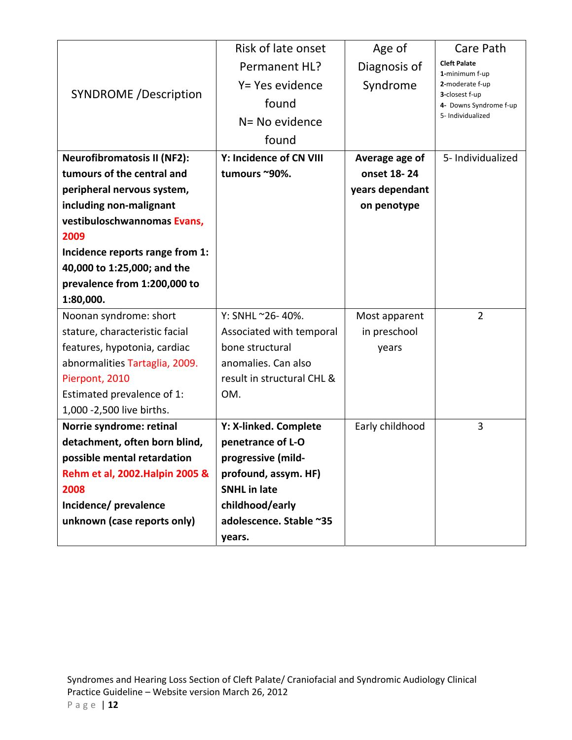| SYNDROME /Description | Risk of late onset Permanent HL? Y= Yes evidence found N= No evidence found | Age of Diagnosis of Syndrome | Care Path **Cleft Palate** **1**-minimum f-up **2**-moderate f-up **3**-closest f-up **4**- Downs Syndrome f-up 5- Individualized |
|---|---|---|---|
| **Neurofibromatosis II (NF2): tumours of the central and peripheral nervous system, including non-malignant vestibuloschwannomas Evans, 2009** **Incidence reports range from 1: 40,000 to 1:25,000; and the prevalence from 1:200,000 to 1:80,000.** | **Y: Incidence of CN VIII tumours ~90%.** | **Average age of onset 18- 24 years dependant on penotype** | 5- Individualized |
| Noonan syndrome: short stature, characteristic facial features, hypotonia, cardiac abnormalities Tartaglia, 2009. Pierpont, 2010 Estimated prevalence of 1: 1,000 -2,500 live births. | Y: SNHL ~26- 40%. Associated with temporal bone structural anomalies. Can also result in structural CHL & OM. | Most apparent in preschool years | 2 |
| **Norrie syndrome: retinal detachment, often born blind, possible mental retardation Rehm et al, 2002.Halpin 2005 & 2008** **Incidence/ prevalence unknown (case reports only)** | **Y: X-linked. Complete penetrance of L-O progressive (mild-profound, assym. HF) SNHL in late childhood/early adolescence. Stable ~35 years.** | Early childhood | 3 |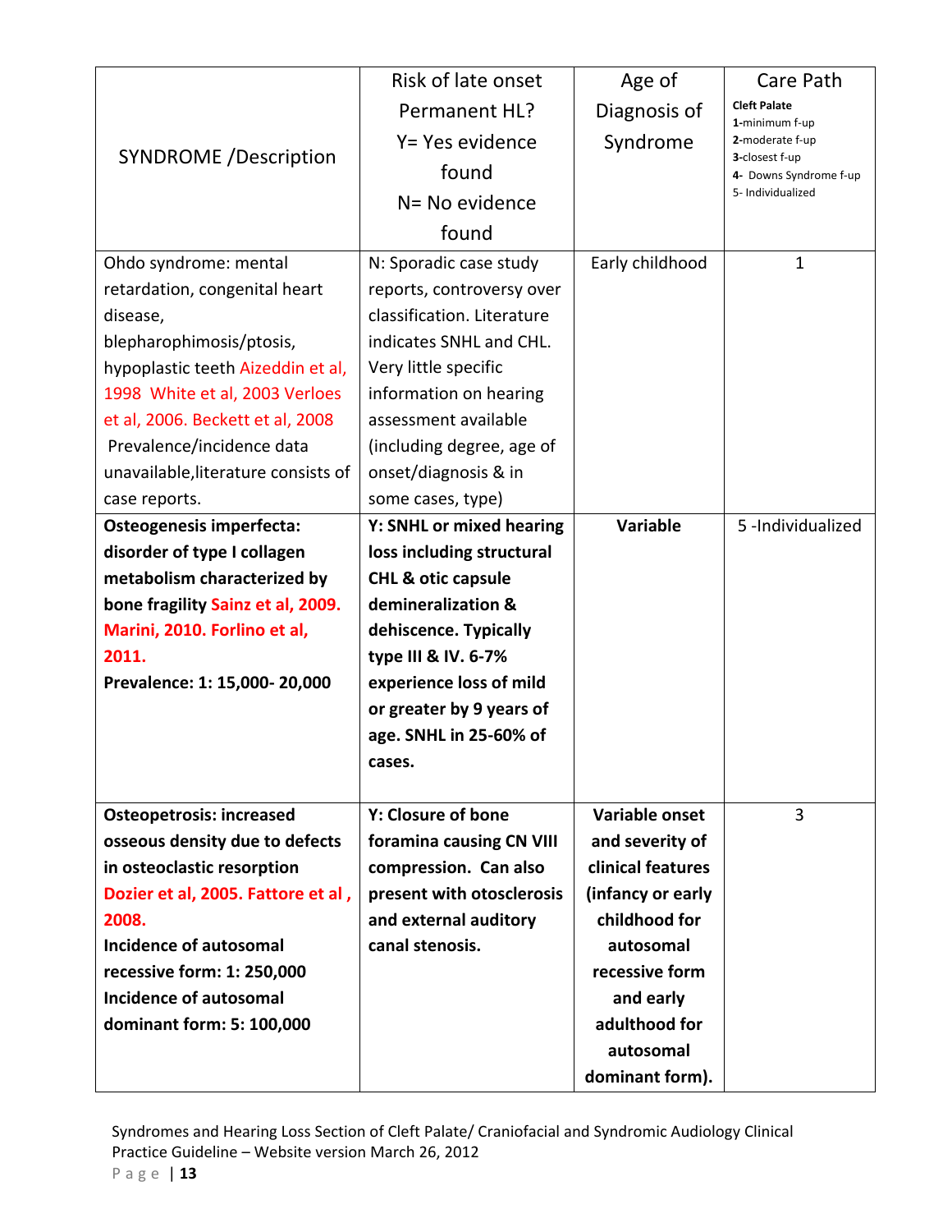| SYNDROME /Description | Risk of late onset Permanent HL? Y= Yes evidence found N= No evidence found | Age of Diagnosis of Syndrome | Care Path **Cleft Palate** **1**-minimum f-up **2**-moderate f-up **3**-closest f-up **4**- Downs Syndrome f-up 5- Individualized |
|---|---|---|---|
| Ohdo syndrome: mental retardation, congenital heart disease, blepharophimosis/ptosis, hypoplastic teeth Aizeddin et al, 1998 White et al, 2003 Verloes et al, 2006. Beckett et al, 2008 Prevalence/incidence data unavailable,literature consists of case reports. | N: Sporadic case study reports, controversy over classification. Literature indicates SNHL and CHL. Very little specific information on hearing assessment available (including degree, age of onset/diagnosis & in some cases, type) | Early childhood | 1 |
| **Osteogenesis imperfecta: disorder of type I collagen metabolism characterized by bone fragility Sainz et al, 2009. Marini, 2010. Forlino et al, 2011. Prevalence: 1: 15,000- 20,000** | **Y: SNHL or mixed hearing loss including structural CHL & otic capsule demineralization & dehiscence. Typically type III & IV. 6-7% experience loss of mild or greater by 9 years of age. SNHL in 25-60% of cases.** | **Variable** | 5 -Individualized |
| **Osteopetrosis: increased osseous density due to defects in osteoclastic resorption Dozier et al, 2005. Fattore et al , 2008. Incidence of autosomal recessive form: 1: 250,000 Incidence of autosomal dominant form: 5: 100,000** | **Y: Closure of bone foramina causing CN VIII compression. Can also present with otosclerosis and external auditory canal stenosis.** | **Variable onset and severity of clinical features (infancy or early childhood for autosomal recessive form and early adulthood for autosomal dominant form).** | 3 |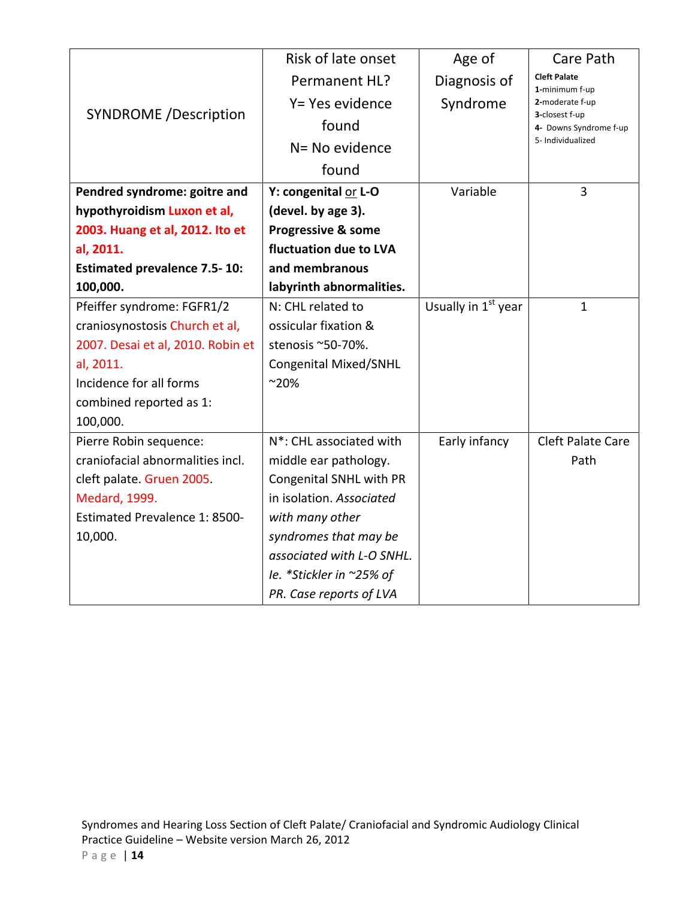| SYNDROME /Description | Risk of late onset Permanent HL? Y= Yes evidence found N= No evidence found | Age of Diagnosis of Syndrome | Care Path **Cleft Palate** **1**-minimum f-up **2**-moderate f-up **3**-closest f-up **4**- Downs Syndrome f-up 5- Individualized |
|---|---|---|---|
| **Pendred syndrome: goitre and hypothyroidism Luxon et al, 2003. Huang et al, 2012. Ito et al, 2011. Estimated prevalence 7.5- 10: 100,000.** | **Y: congenital or L-O (devel. by age 3). Progressive & some fluctuation due to LVA and membranous labyrinth abnormalities.** | Variable | 3 |
| Pfeiffer syndrome: FGFR1/2 craniosynostosis Church et al, 2007. Desai et al, 2010. Robin et al, 2011. Incidence for all forms combined reported as 1: 100,000. | N: CHL related to ossicular fixation & stenosis ~50-70%. Congenital Mixed/SNHL ~20% | Usually in 1st year | 1 |
| Pierre Robin sequence: craniofacial abnormalities incl. cleft palate. Gruen 2005. Medard, 1999. Estimated Prevalence 1: 8500-10,000. | N*: CHL associated with middle ear pathology. Congenital SNHL with PR in isolation. *Associated with many other syndromes that may be associated with L-O SNHL. Ie. *Stickler in ~25% of PR. Case reports of LVA* | Early infancy | Cleft Palate Care Path |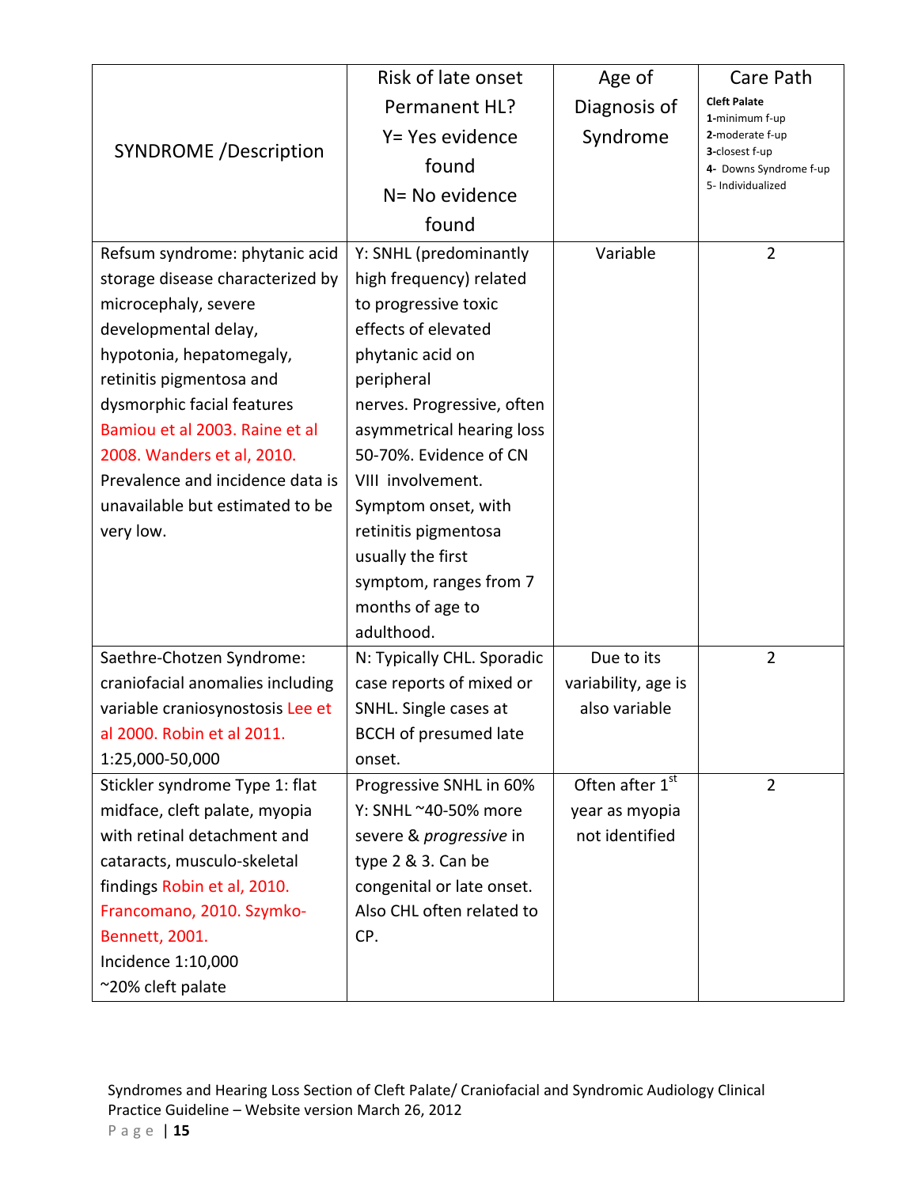| SYNDROME /Description | Risk of late onset Permanent HL? Y= Yes evidence found N= No evidence found | Age of Diagnosis of Syndrome | Care Path **Cleft Palate** **1**-minimum f-up **2**-moderate f-up **3**-closest f-up **4**- Downs Syndrome f-up 5- Individualized |
|---|---|---|---|
| Refsum syndrome: phytanic acid storage disease characterized by microcephaly, severe developmental delay, hypotonia, hepatomegaly, retinitis pigmentosa and dysmorphic facial features Bamiou et al 2003. Raine et al 2008. Wanders et al, 2010. Prevalence and incidence data is unavailable but estimated to be very low. | Y: SNHL (predominantly high frequency) related to progressive toxic effects of elevated phytanic acid on peripheral nerves. Progressive, often asymmetrical hearing loss 50-70%. Evidence of CN VIII involvement. Symptom onset, with retinitis pigmentosa usually the first symptom, ranges from 7 months of age to adulthood. | Variable | 2 |
| Saethre-Chotzen Syndrome: craniofacial anomalies including variable craniosynostosis Lee et al 2000. Robin et al 2011. 1:25,000-50,000 | N: Typically CHL. Sporadic case reports of mixed or SNHL. Single cases at BCCH of presumed late onset. | Due to its variability, age is also variable | 2 |
| Stickler syndrome Type 1: flat midface, cleft palate, myopia with retinal detachment and cataracts, musculo-skeletal findings Robin et al, 2010. Francomano, 2010. Szymko-Bennett, 2001. Incidence 1:10,000 ~20% cleft palate | Progressive SNHL in 60% Y: SNHL ~40-50% more severe & *progressive* in type 2 & 3. Can be congenital or late onset. Also CHL often related to CP. | Often after 1st year as myopia not identified | 2 |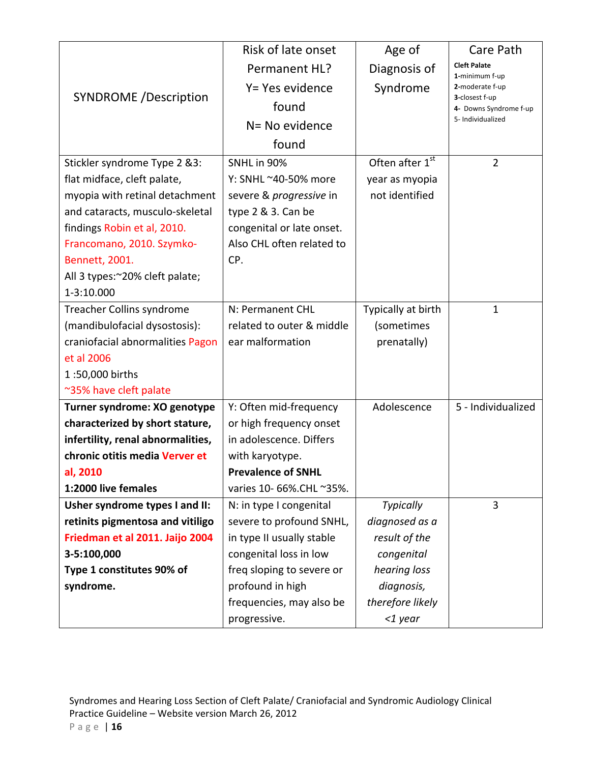| SYNDROME /Description | Risk of late onset Permanent HL? Y= Yes evidence found N= No evidence found | Age of Diagnosis of Syndrome | Care Path **Cleft Palate** **1**-minimum f-up **2**-moderate f-up **3**-closest f-up **4**- Downs Syndrome f-up 5- Individualized |
|---|---|---|---|
| Stickler syndrome Type 2 &3: flat midface, cleft palate, myopia with retinal detachment and cataracts, musculo-skeletal findings Robin et al, 2010. Francomano, 2010. Szymko-Bennett, 2001. All 3 types:~20% cleft palate; 1-3:10.000 | SNHL in 90% Y: SNHL ~40-50% more severe & *progressive* in type 2 & 3. Can be congenital or late onset. Also CHL often related to CP. | Often after 1st year as myopia not identified | 2 |
| Treacher Collins syndrome (mandibulofacial dysostosis): craniofacial abnormalities Pagon et al 2006 1 :50,000 births ~35% have cleft palate | N: Permanent CHL related to outer & middle ear malformation | Typically at birth (sometimes prenatally) | 1 |
| **Turner syndrome: XO genotype characterized by short stature, infertility, renal abnormalities, chronic otitis media Verver et al, 2010** **1:2000 live females** | Y: Often mid-frequency or high frequency onset in adolescence. Differs with karyotype. **Prevalence of SNHL** varies 10- 66%.CHL ~35%. | Adolescence | 5 - Individualized |
| **Usher syndrome types I and II: retinits pigmentosa and vitiligo Friedman et al 2011. Jaijo 2004** **3-5:100,000** **Type 1 constitutes 90% of syndrome.** | N: in type I congenital severe to profound SNHL, in type II usually stable congenital loss in low freq sloping to severe or profound in high frequencies, may also be progressive. | *Typically diagnosed as a result of the congenital hearing loss diagnosis, therefore likely <1 year* | 3 |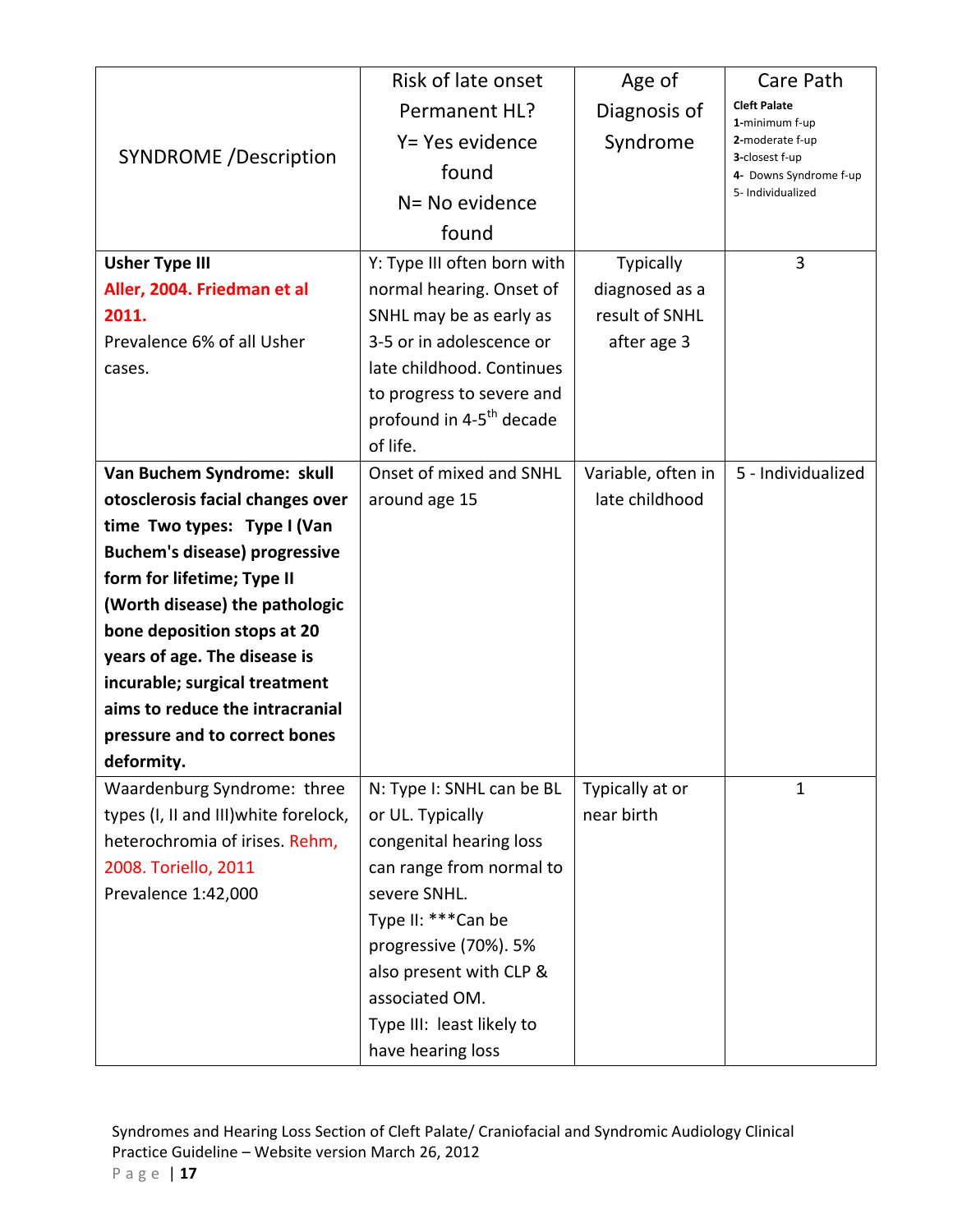| SYNDROME /Description | Risk of late onset Permanent HL? Y= Yes evidence found N= No evidence found | Age of Diagnosis of Syndrome | Care Path **Cleft Palate** **1**-minimum f-up **2**-moderate f-up **3**-closest f-up **4**- Downs Syndrome f-up 5- Individualized |
|---|---|---|---|
| **Usher Type III** **Aller, 2004. Friedman et al 2011.** Prevalence 6% of all Usher cases. | Y: Type III often born with normal hearing. Onset of SNHL may be as early as 3-5 or in adolescence or late childhood. Continues to progress to severe and profound in 4-5th decade of life. | Typically diagnosed as a result of SNHL after age 3 | 3 |
| **Van Buchem Syndrome: skull otosclerosis facial changes over time Two types: Type I (Van Buchem's disease) progressive form for lifetime; Type II (Worth disease) the pathologic bone deposition stops at 20 years of age. The disease is incurable; surgical treatment aims to reduce the intracranial pressure and to correct bones deformity.** | Onset of mixed and SNHL around age 15 | Variable, often in late childhood | 5 - Individualized |
| Waardenburg Syndrome: three types (I, II and III)white forelock, heterochromia of irises. Rehm, 2008. Toriello, 2011 Prevalence 1:42,000 | N: Type I: SNHL can be BL or UL. Typically congenital hearing loss can range from normal to severe SNHL. Type II: ***Can be progressive (70%). 5% also present with CLP & associated OM. Type III: least likely to have hearing loss | Typically at or near birth | 1 |

Syndromes and Hearing Loss Section of Cleft Palate/ Craniofacial and Syndromic Audiology Clinical Practice Guideline – Website version March 26, 2012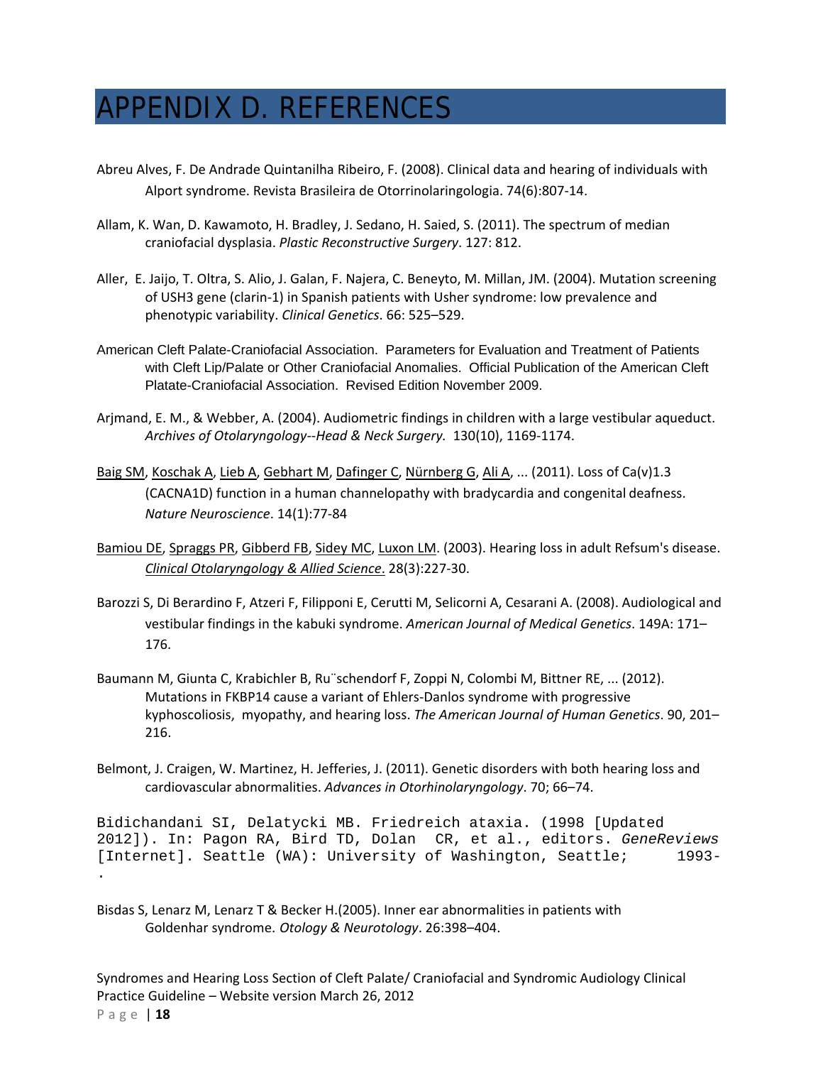# APPENDIX D. REFERENCES

Abreu Alves, F. De Andrade Quintanilha Ribeiro, F. (2008). Clinical data and hearing of individuals with Alport syndrome. Revista Brasileira de Otorrinolaringologia. 74(6):807-14.

Allam, K. Wan, D. Kawamoto, H. Bradley, J. Sedano, H. Saied, S. (2011). The spectrum of median craniofacial dysplasia. *Plastic Reconstructive Surgery*. 127: 812.

Aller, E. Jaijo, T. Oltra, S. Alio, J. Galan, F. Najera, C. Beneyto, M. Millan, JM. (2004). Mutation screening of USH3 gene (clarin-1) in Spanish patients with Usher syndrome: low prevalence and phenotypic variability. *Clinical Genetics*. 66: 525–529.

American Cleft Palate-Craniofacial Association. Parameters for Evaluation and Treatment of Patients with Cleft Lip/Palate or Other Craniofacial Anomalies. Official Publication of the American Cleft Platate-Craniofacial Association. Revised Edition November 2009.

Arjmand, E. M., & Webber, A. (2004). Audiometric findings in children with a large vestibular aqueduct. *Archives of Otolaryngology--Head & Neck Surgery.* 130(10), 1169-1174.

Baig SM, Koschak A, Lieb A, Gebhart M, Dafinger C, Nürnberg G, Ali A, ... (2011). Loss of Ca(v)1.3 (CACNA1D) function in a human channelopathy with bradycardia and congenital deafness. *Nature Neuroscience*. 14(1):77-84

Bamiou DE, Spraggs PR, Gibberd FB, Sidey MC, Luxon LM. (2003). Hearing loss in adult Refsum's disease. *Clinical Otolaryngology & Allied Science*. 28(3):227-30.

Barozzi S, Di Berardino F, Atzeri F, Filipponi E, Cerutti M, Selicorni A, Cesarani A. (2008). Audiological and vestibular findings in the kabuki syndrome. *American Journal of Medical Genetics*. 149A: 171–176.

Baumann M, Giunta C, Krabichler B, Ru¨schendorf F, Zoppi N, Colombi M, Bittner RE, ... (2012). Mutations in FKBP14 cause a variant of Ehlers-Danlos syndrome with progressive kyphoscoliosis, myopathy, and hearing loss. *The American Journal of Human Genetics*. 90, 201–216.

Belmont, J. Craigen, W. Martinez, H. Jefferies, J. (2011). Genetic disorders with both hearing loss and cardiovascular abnormalities. *Advances in Otorhinolaryngology*. 70; 66–74.

Bidichandani SI, Delatycki MB. Friedreich ataxia. (1998 [Updated 2012]). In: Pagon RA, Bird TD, Dolan CR, et al., editors. *GeneReviews* [Internet]. Seattle (WA): University of Washington, Seattle; 1993-.

Bisdas S, Lenarz M, Lenarz T & Becker H.(2005). Inner ear abnormalities in patients with Goldenhar syndrome. *Otology & Neurotology*. 26:398–404.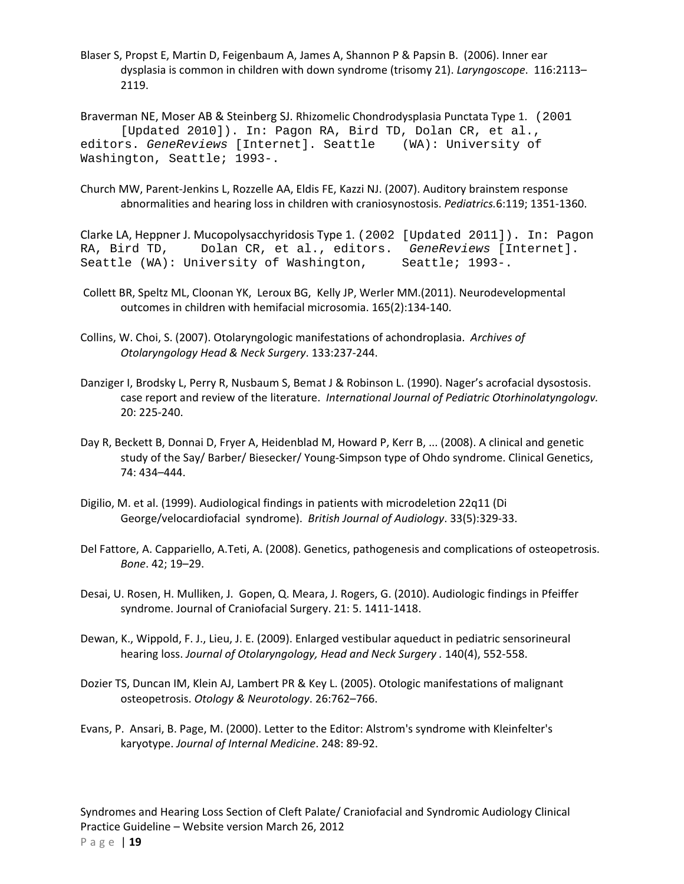Blaser S, Propst E, Martin D, Feigenbaum A, James A, Shannon P & Papsin B. (2006). Inner ear dysplasia is common in children with down syndrome (trisomy 21). *Laryngoscope*. 116:2113–2119.

Braverman NE, Moser AB & Steinberg SJ. Rhizomelic Chondrodysplasia Punctata Type 1. (2001 [Updated 2010]). In: Pagon RA, Bird TD, Dolan CR, et al., editors. *GeneReviews* [Internet]. Seattle (WA): University of Washington, Seattle; 1993-.

Church MW, Parent-Jenkins L, Rozzelle AA, Eldis FE, Kazzi NJ. (2007). Auditory brainstem response abnormalities and hearing loss in children with craniosynostosis. *Pediatrics*.6:119; 1351-1360.

Clarke LA, Heppner J. Mucopolysacchyridosis Type 1. (2002 [Updated 2011]). In: Pagon RA, Bird TD, Dolan CR, et al., editors. *GeneReviews* [Internet]. Seattle (WA): University of Washington, Seattle; 1993-.

Collett BR, Speltz ML, Cloonan YK, Leroux BG, Kelly JP, Werler MM.(2011). Neurodevelopmental outcomes in children with hemifacial microsomia. 165(2):134-140.

Collins, W. Choi, S. (2007). Otolaryngologic manifestations of achondroplasia. *Archives of Otolaryngology Head & Neck Surgery*. 133:237-244.

Danziger I, Brodsky L, Perry R, Nusbaum S, Bemat J & Robinson L. (1990). Nager's acrofacial dysostosis. case report and review of the literature. *International Journal of Pediatric Otorhinolatyngologv.* 20: 225-240.

Day R, Beckett B, Donnai D, Fryer A, Heidenblad M, Howard P, Kerr B, ... (2008). A clinical and genetic study of the Say/ Barber/ Biesecker/ Young-Simpson type of Ohdo syndrome. Clinical Genetics, 74: 434–444.

Digilio, M. et al. (1999). Audiological findings in patients with microdeletion 22q11 (Di George/velocardiofacial syndrome). *British Journal of Audiology*. 33(5):329-33.

Del Fattore, A. Cappariello, A.Teti, A. (2008). Genetics, pathogenesis and complications of osteopetrosis. *Bone*. 42; 19–29.

Desai, U. Rosen, H. Mulliken, J. Gopen, Q. Meara, J. Rogers, G. (2010). Audiologic findings in Pfeiffer syndrome. Journal of Craniofacial Surgery. 21: 5. 1411-1418.

Dewan, K., Wippold, F. J., Lieu, J. E. (2009). Enlarged vestibular aqueduct in pediatric sensorineural hearing loss. *Journal of Otolaryngology, Head and Neck Surgery* . 140(4), 552-558.

Dozier TS, Duncan IM, Klein AJ, Lambert PR & Key L. (2005). Otologic manifestations of malignant osteopetrosis. *Otology & Neurotology*. 26:762–766.

Evans, P. Ansari, B. Page, M. (2000). Letter to the Editor: Alstrom's syndrome with Kleinfelter's karyotype. *Journal of Internal Medicine*. 248: 89-92.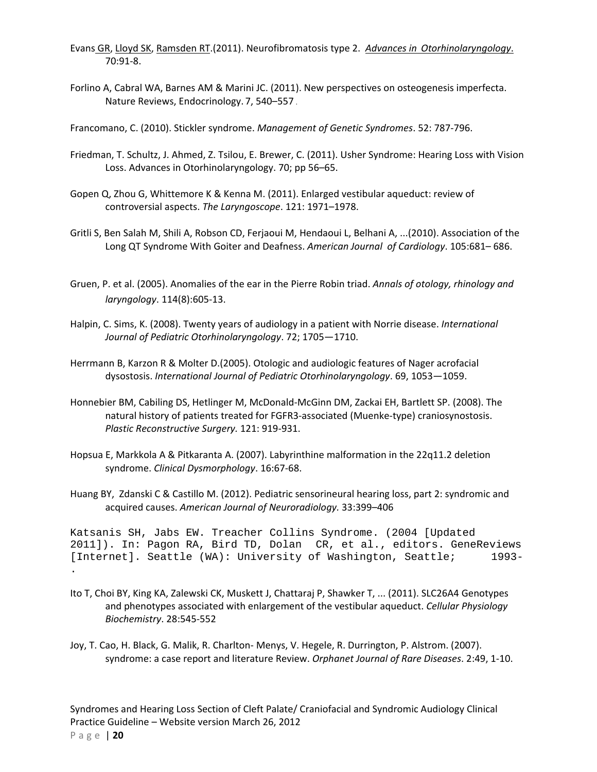Evans GR, Lloyd SK, Ramsden RT.(2011). Neurofibromatosis type 2. *Advances in Otorhinolaryngology*. 70:91-8.

Forlino A, Cabral WA, Barnes AM & Marini JC. (2011). New perspectives on osteogenesis imperfecta. Nature Reviews, Endocrinology. 7, 540–557 .

Francomano, C. (2010). Stickler syndrome. *Management of Genetic Syndromes*. 52: 787-796.

Friedman, T. Schultz, J. Ahmed, Z. Tsilou, E. Brewer, C. (2011). Usher Syndrome: Hearing Loss with Vision Loss. Advances in Otorhinolaryngology. 70; pp 56–65.

Gopen Q, Zhou G, Whittemore K & Kenna M. (2011). Enlarged vestibular aqueduct: review of controversial aspects. *The Laryngoscope*. 121: 1971–1978.

Gritli S, Ben Salah M, Shili A, Robson CD, Ferjaoui M, Hendaoui L, Belhani A, ...(2010). Association of the Long QT Syndrome With Goiter and Deafness. *American Journal of Cardiology*. 105:681– 686.

Gruen, P. et al. (2005). Anomalies of the ear in the Pierre Robin triad. *Annals of otology, rhinology and laryngology*. 114(8):605-13.

Halpin, C. Sims, K. (2008). Twenty years of audiology in a patient with Norrie disease. *International Journal of Pediatric Otorhinolaryngology*. 72; 1705—1710.

Herrmann B, Karzon R & Molter D.(2005). Otologic and audiologic features of Nager acrofacial dysostosis. *International Journal of Pediatric Otorhinolaryngology*. 69, 1053—1059.

Honnebier BM, Cabiling DS, Hetlinger M, McDonald-McGinn DM, Zackai EH, Bartlett SP. (2008). The natural history of patients treated for FGFR3-associated (Muenke-type) craniosynostosis. *Plastic Reconstructive Surgery.* 121: 919-931.

Hopsua E, Markkola A & Pitkaranta A. (2007). Labyrinthine malformation in the 22q11.2 deletion syndrome. *Clinical Dysmorphology*. 16:67-68.

Huang BY, Zdanski C & Castillo M. (2012). Pediatric sensorineural hearing loss, part 2: syndromic and acquired causes. *American Journal of Neuroradiology.* 33:399–406

Katsanis SH, Jabs EW. Treacher Collins Syndrome. (2004 [Updated 2011]). In: Pagon RA, Bird TD, Dolan CR, et al., editors. GeneReviews [Internet]. Seattle (WA): University of Washington, Seattle; 1993-.

Ito T, Choi BY, King KA, Zalewski CK, Muskett J, Chattaraj P, Shawker T, ... (2011). SLC26A4 Genotypes and phenotypes associated with enlargement of the vestibular aqueduct. *Cellular Physiology Biochemistry*. 28:545-552

Joy, T. Cao, H. Black, G. Malik, R. Charlton- Menys, V. Hegele, R. Durrington, P. Alstrom. (2007). syndrome: a case report and literature Review. *Orphanet Journal of Rare Diseases*. 2:49, 1-10.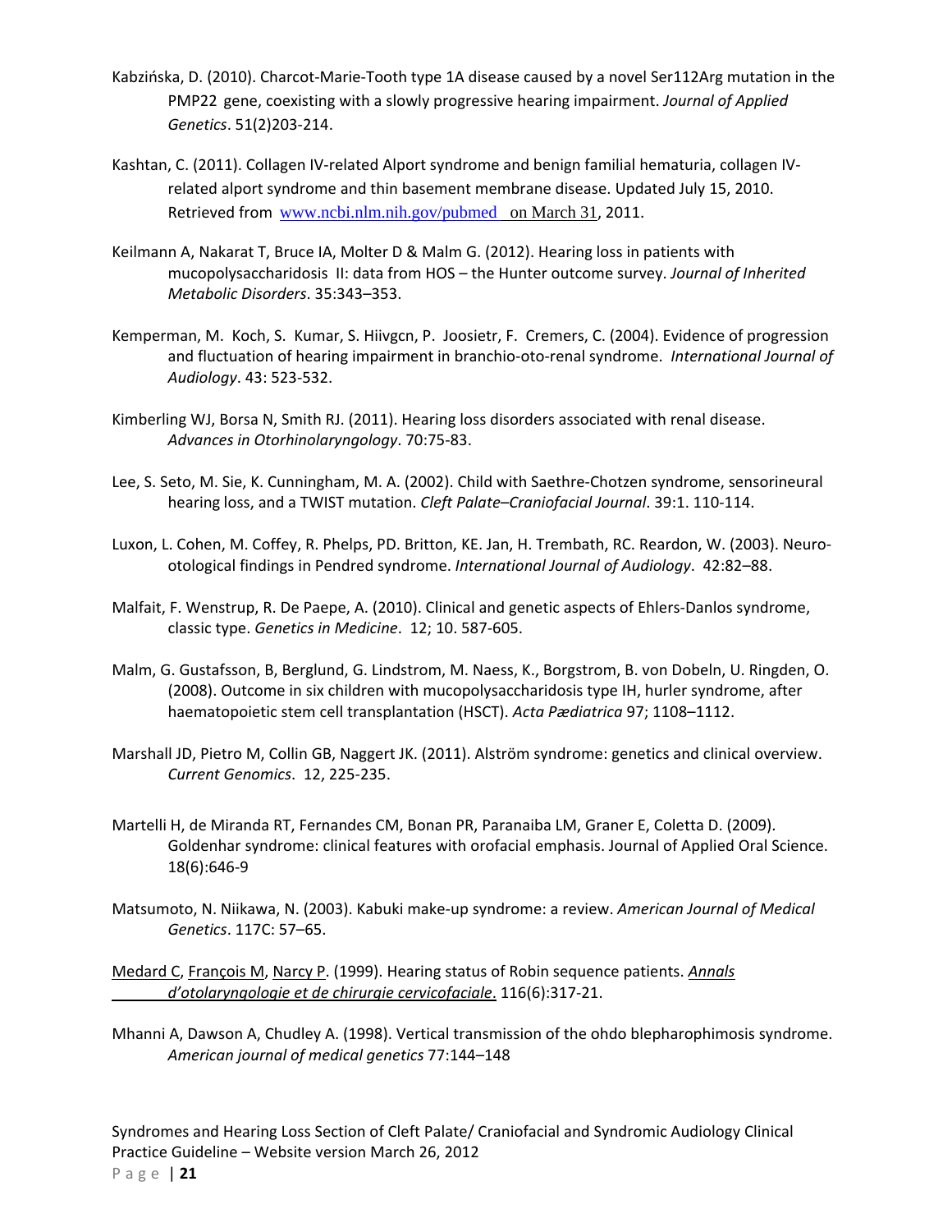Kabzińska, D. (2010). Charcot-Marie-Tooth type 1A disease caused by a novel Ser112Arg mutation in the PMP22 gene, coexisting with a slowly progressive hearing impairment. *Journal of Applied Genetics*. 51(2)203-214.

Kashtan, C. (2011). Collagen IV-related Alport syndrome and benign familial hematuria, collagen IV-related alport syndrome and thin basement membrane disease. Updated July 15, 2010. Retrieved from www.ncbi.nlm.nih.gov/pubmed on March 31, 2011.

Keilmann A, Nakarat T, Bruce IA, Molter D & Malm G. (2012). Hearing loss in patients with mucopolysaccharidosis II: data from HOS – the Hunter outcome survey. *Journal of Inherited Metabolic Disorders*. 35:343–353.

Kemperman, M. Koch, S. Kumar, S. Hiivgcn, P. Joosietr, F. Cremers, C. (2004). Evidence of progression and fluctuation of hearing impairment in branchio-oto-renal syndrome. *International Journal of Audiology*. 43: 523-532.

Kimberling WJ, Borsa N, Smith RJ. (2011). Hearing loss disorders associated with renal disease. *Advances in Otorhinolaryngology*. 70:75-83.

Lee, S. Seto, M. Sie, K. Cunningham, M. A. (2002). Child with Saethre-Chotzen syndrome, sensorineural hearing loss, and a TWIST mutation. *Cleft Palate–Craniofacial Journal*. 39:1. 110-114.

Luxon, L. Cohen, M. Coffey, R. Phelps, PD. Britton, KE. Jan, H. Trembath, RC. Reardon, W. (2003). Neuro-otological findings in Pendred syndrome. *International Journal of Audiology*. 42:82–88.

Malfait, F. Wenstrup, R. De Paepe, A. (2010). Clinical and genetic aspects of Ehlers-Danlos syndrome, classic type. *Genetics in Medicine*. 12; 10. 587-605.

Malm, G. Gustafsson, B, Berglund, G. Lindstrom, M. Naess, K., Borgstrom, B. von Dobeln, U. Ringden, O. (2008). Outcome in six children with mucopolysaccharidosis type IH, hurler syndrome, after haematopoietic stem cell transplantation (HSCT). *Acta Pædiatrica* 97; 1108–1112.

Marshall JD, Pietro M, Collin GB, Naggert JK. (2011). Alström syndrome: genetics and clinical overview. *Current Genomics*. 12, 225-235.

Martelli H, de Miranda RT, Fernandes CM, Bonan PR, Paranaiba LM, Graner E, Coletta D. (2009). Goldenhar syndrome: clinical features with orofacial emphasis. Journal of Applied Oral Science. 18(6):646-9

Matsumoto, N. Niikawa, N. (2003). Kabuki make-up syndrome: a review. *American Journal of Medical Genetics*. 117C: 57–65.

Medard C, François M, Narcy P. (1999). Hearing status of Robin sequence patients. *Annals d'otolaryngologie et de chirurgie cervicofaciale*. 116(6):317-21.

Mhanni A, Dawson A, Chudley A. (1998). Vertical transmission of the ohdo blepharophimosis syndrome. *American journal of medical genetics* 77:144–148

Syndromes and Hearing Loss Section of Cleft Palate/ Craniofacial and Syndromic Audiology Clinical Practice Guideline – Website version March 26, 2012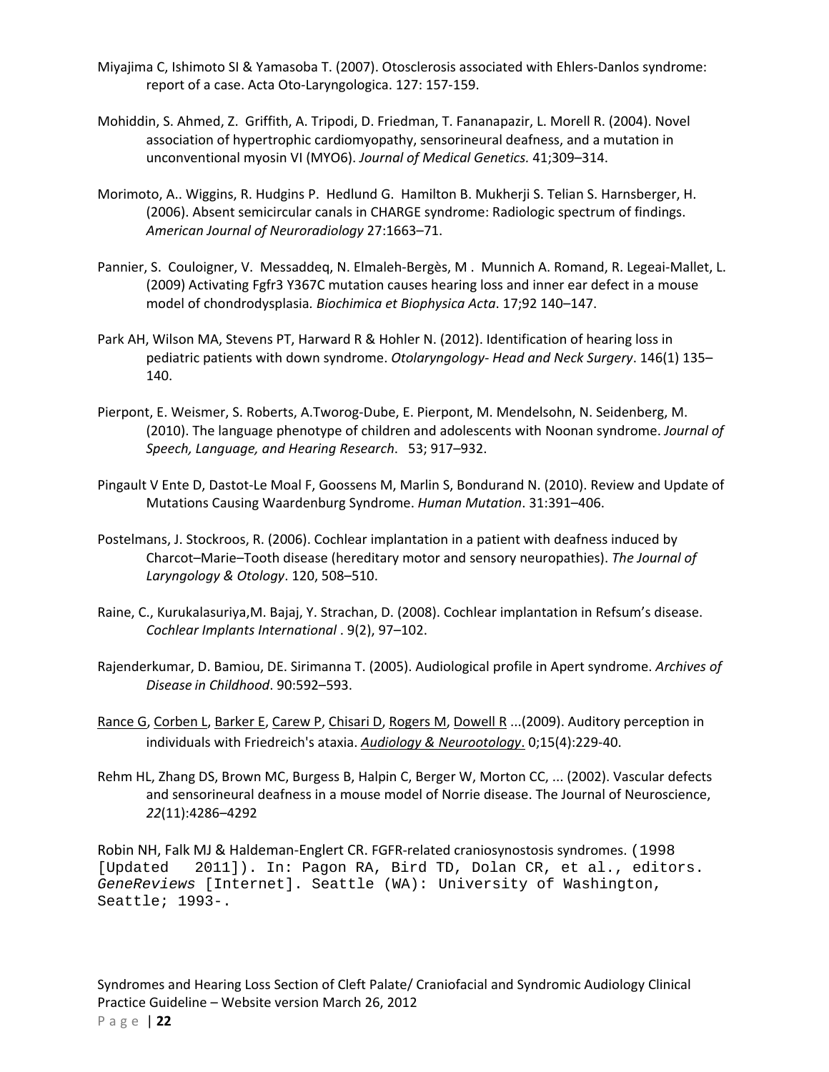Miyajima C, Ishimoto SI & Yamasoba T. (2007). Otosclerosis associated with Ehlers-Danlos syndrome: report of a case. Acta Oto-Laryngologica. 127: 157-159.

Mohiddin, S. Ahmed, Z. Griffith, A. Tripodi, D. Friedman, T. Fananapazir, L. Morell R. (2004). Novel association of hypertrophic cardiomyopathy, sensorineural deafness, and a mutation in unconventional myosin VI (MYO6). *Journal of Medical Genetics.* 41;309–314.

Morimoto, A.. Wiggins, R. Hudgins P. Hedlund G. Hamilton B. Mukherji S. Telian S. Harnsberger, H. (2006). Absent semicircular canals in CHARGE syndrome: Radiologic spectrum of findings. *American Journal of Neuroradiology* 27:1663–71.

Pannier, S. Couloigner, V. Messaddeq, N. Elmaleh-Bergès, M . Munnich A. Romand, R. Legeai-Mallet, L. (2009) Activating Fgfr3 Y367C mutation causes hearing loss and inner ear defect in a mouse model of chondrodysplasia. *Biochimica et Biophysica Acta*. 17;92 140–147.

Park AH, Wilson MA, Stevens PT, Harward R & Hohler N. (2012). Identification of hearing loss in pediatric patients with down syndrome. *Otolaryngology- Head and Neck Surgery*. 146(1) 135–140.

Pierpont, E. Weismer, S. Roberts, A.Tworog-Dube, E. Pierpont, M. Mendelsohn, N. Seidenberg, M. (2010). The language phenotype of children and adolescents with Noonan syndrome. *Journal of Speech, Language, and Hearing Research*. 53; 917–932.

Pingault V Ente D, Dastot-Le Moal F, Goossens M, Marlin S, Bondurand N. (2010). Review and Update of Mutations Causing Waardenburg Syndrome. *Human Mutation*. 31:391–406.

Postelmans, J. Stockroos, R. (2006). Cochlear implantation in a patient with deafness induced by Charcot–Marie–Tooth disease (hereditary motor and sensory neuropathies). *The Journal of Laryngology & Otology*. 120, 508–510.

Raine, C., Kurukalasuriya,M. Bajaj, Y. Strachan, D. (2008). Cochlear implantation in Refsum's disease. *Cochlear Implants International* . 9(2), 97–102.

Rajenderkumar, D. Bamiou, DE. Sirimanna T. (2005). Audiological profile in Apert syndrome. *Archives of Disease in Childhood*. 90:592–593.

Rance G, Corben L, Barker E, Carew P, Chisari D, Rogers M, Dowell R ...(2009). Auditory perception in individuals with Friedreich's ataxia. *Audiology & Neurootology*. 0;15(4):229-40.

Rehm HL, Zhang DS, Brown MC, Burgess B, Halpin C, Berger W, Morton CC, ... (2002). Vascular defects and sensorineural deafness in a mouse model of Norrie disease. The Journal of Neuroscience, *22*(11):4286–4292

Robin NH, Falk MJ & Haldeman-Englert CR. FGFR-related craniosynostosis syndromes. (1998 [Updated 2011]). In: Pagon RA, Bird TD, Dolan CR, et al., editors. *GeneReviews* [Internet]. Seattle (WA): University of Washington, Seattle; 1993-.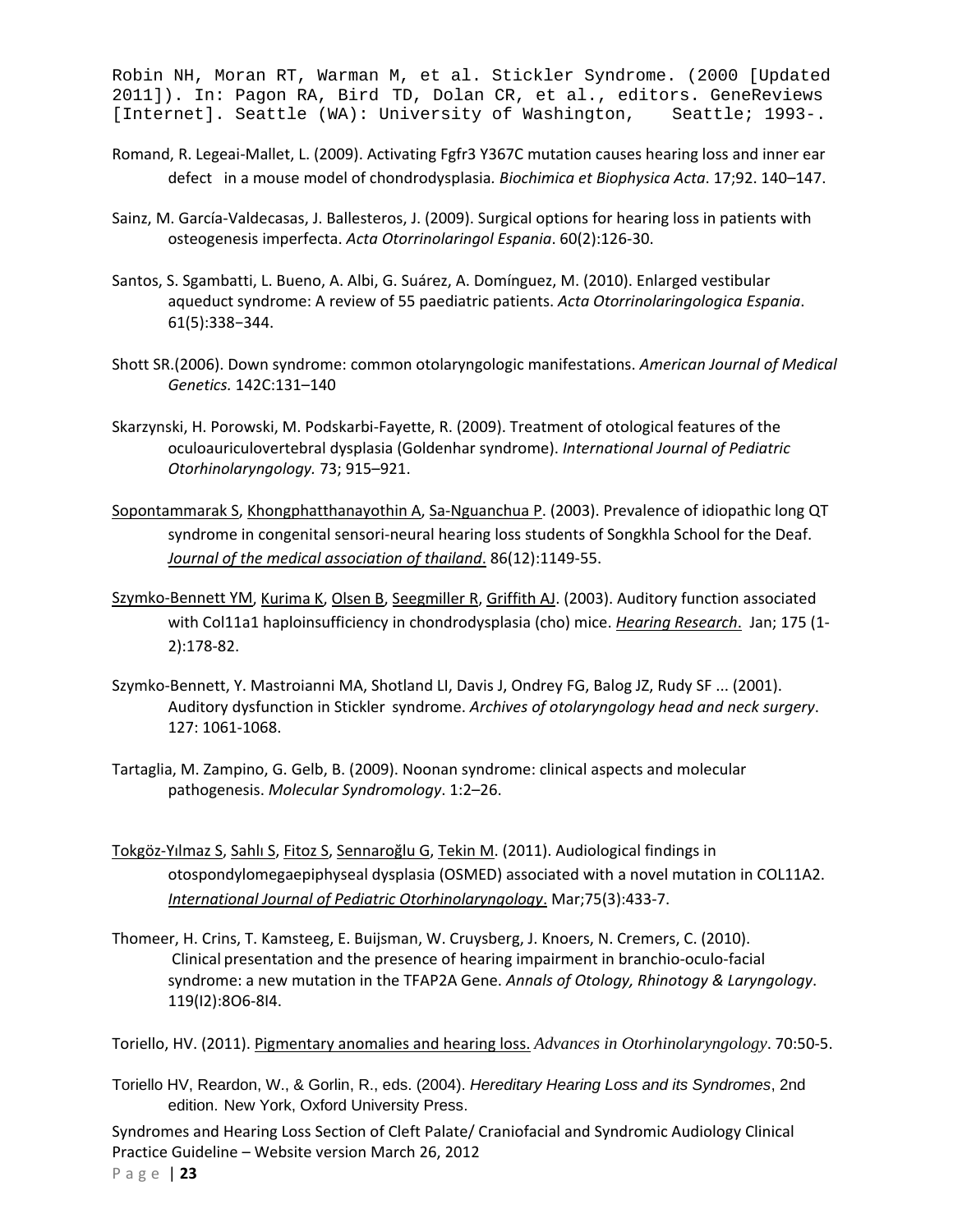Robin NH, Moran RT, Warman M, et al. Stickler Syndrome. (2000 [Updated 2011]). In: Pagon RA, Bird TD, Dolan CR, et al., editors. GeneReviews [Internet]. Seattle (WA): University of Washington, Seattle; 1993-.

Romand, R. Legeai-Mallet, L. (2009). Activating Fgfr3 Y367C mutation causes hearing loss and inner ear defect in a mouse model of chondrodysplasia. *Biochimica et Biophysica Acta*. 17;92. 140–147.

Sainz, M. García-Valdecasas, J. Ballesteros, J. (2009). Surgical options for hearing loss in patients with osteogenesis imperfecta. *Acta Otorrinolaringol Espania*. 60(2):126-30.

Santos, S. Sgambatti, L. Bueno, A. Albi, G. Suárez, A. Domínguez, M. (2010). Enlarged vestibular aqueduct syndrome: A review of 55 paediatric patients. *Acta Otorrinolaringologica Espania*. 61(5):338−344.

Shott SR.(2006). Down syndrome: common otolaryngologic manifestations. *American Journal of Medical Genetics.* 142C:131–140

Skarzynski, H. Porowski, M. Podskarbi-Fayette, R. (2009). Treatment of otological features of the oculoauriculovertebral dysplasia (Goldenhar syndrome). *International Journal of Pediatric Otorhinolaryngology.* 73; 915–921.

Sopontammarak S, Khongphatthanayothin A, Sa-Nguanchua P. (2003). Prevalence of idiopathic long QT syndrome in congenital sensori-neural hearing loss students of Songkhla School for the Deaf. *Journal of the medical association of thailand*. 86(12):1149-55.

Szymko-Bennett YM, Kurima K, Olsen B, Seegmiller R, Griffith AJ. (2003). Auditory function associated with Col11a1 haploinsufficiency in chondrodysplasia (cho) mice. *Hearing Research*. Jan; 175 (1-2):178-82.

Szymko-Bennett, Y. Mastroianni MA, Shotland LI, Davis J, Ondrey FG, Balog JZ, Rudy SF ... (2001). Auditory dysfunction in Stickler syndrome. *Archives of otolaryngology head and neck surgery*. 127: 1061-1068.

Tartaglia, M. Zampino, G. Gelb, B. (2009). Noonan syndrome: clinical aspects and molecular pathogenesis. *Molecular Syndromology*. 1:2–26.

Tokgöz-Yılmaz S, Sahlı S, Fitoz S, Sennaroğlu G, Tekin M. (2011). Audiological findings in otospondylomegaepiphyseal dysplasia (OSMED) associated with a novel mutation in COL11A2. *International Journal of Pediatric Otorhinolaryngology*. Mar;75(3):433-7.

Thomeer, H. Crins, T. Kamsteeg, E. Buijsman, W. Cruysberg, J. Knoers, N. Cremers, C. (2010). Clinical presentation and the presence of hearing impairment in branchio-oculo-facial syndrome: a new mutation in the TFAP2A Gene. *Annals of Otology, Rhinotogy & Laryngology*. 119(I2):8O6-8I4.

Toriello, HV. (2011). Pigmentary anomalies and hearing loss. *Advances in Otorhinolaryngology*. 70:50-5.

Toriello HV, Reardon, W., & Gorlin, R., eds. (2004). *Hereditary Hearing Loss and its Syndromes*, 2nd edition. New York, Oxford University Press.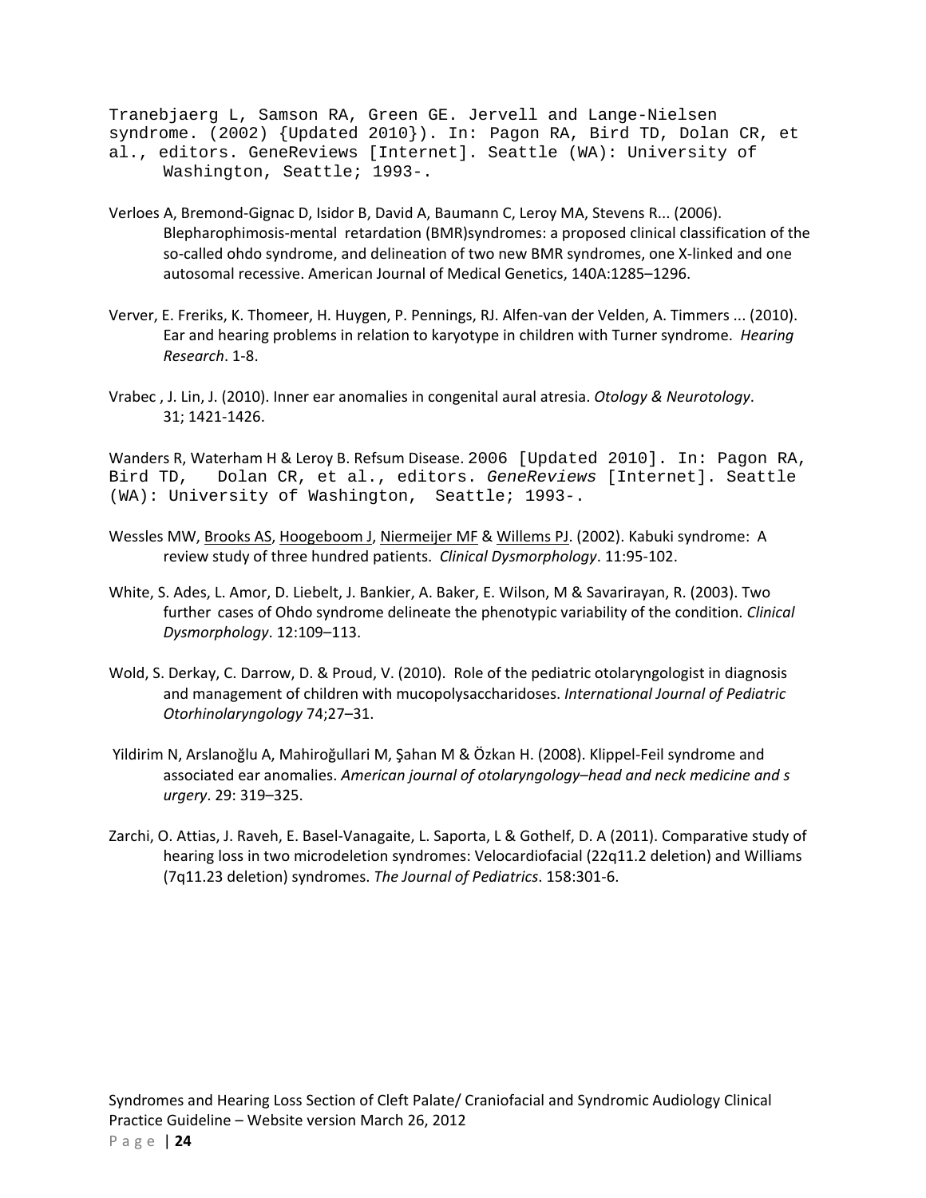Tranebjaerg L, Samson RA, Green GE. Jervell and Lange-Nielsen syndrome. (2002) {Updated 2010}). In: Pagon RA, Bird TD, Dolan CR, et al., editors. GeneReviews [Internet]. Seattle (WA): University of Washington, Seattle; 1993-.

Verloes A, Bremond-Gignac D, Isidor B, David A, Baumann C, Leroy MA, Stevens R... (2006). Blepharophimosis-mental retardation (BMR)syndromes: a proposed clinical classification of the so-called ohdo syndrome, and delineation of two new BMR syndromes, one X-linked and one autosomal recessive. American Journal of Medical Genetics, 140A:1285–1296.

Verver, E. Freriks, K. Thomeer, H. Huygen, P. Pennings, RJ. Alfen-van der Velden, A. Timmers ... (2010). Ear and hearing problems in relation to karyotype in children with Turner syndrome. *Hearing Research*. 1-8.

Vrabec , J. Lin, J. (2010). Inner ear anomalies in congenital aural atresia. *Otology & Neurotology*. 31; 1421-1426.

Wanders R, Waterham H & Leroy B. Refsum Disease. 2006 [Updated 2010]. In: Pagon RA, Bird TD, Dolan CR, et al., editors. *GeneReviews* [Internet]. Seattle (WA): University of Washington, Seattle; 1993-.

Wessles MW, Brooks AS, Hoogeboom J, Niermeijer MF & Willems PJ. (2002). Kabuki syndrome: A review study of three hundred patients. *Clinical Dysmorphology*. 11:95-102.

White, S. Ades, L. Amor, D. Liebelt, J. Bankier, A. Baker, E. Wilson, M & Savarirayan, R. (2003). Two further cases of Ohdo syndrome delineate the phenotypic variability of the condition. *Clinical Dysmorphology*. 12:109–113.

Wold, S. Derkay, C. Darrow, D. & Proud, V. (2010). Role of the pediatric otolaryngologist in diagnosis and management of children with mucopolysaccharidoses. *International Journal of Pediatric Otorhinolaryngology* 74;27–31.

Yildirim N, Arslanoğlu A, Mahiroğullari M, Şahan M & Özkan H. (2008). Klippel-Feil syndrome and associated ear anomalies. *American journal of otolaryngology–head and neck medicine and s urgery*. 29: 319–325.

Zarchi, O. Attias, J. Raveh, E. Basel-Vanagaite, L. Saporta, L & Gothelf, D. A (2011). Comparative study of hearing loss in two microdeletion syndromes: Velocardiofacial (22q11.2 deletion) and Williams (7q11.23 deletion) syndromes. *The Journal of Pediatrics*. 158:301-6.